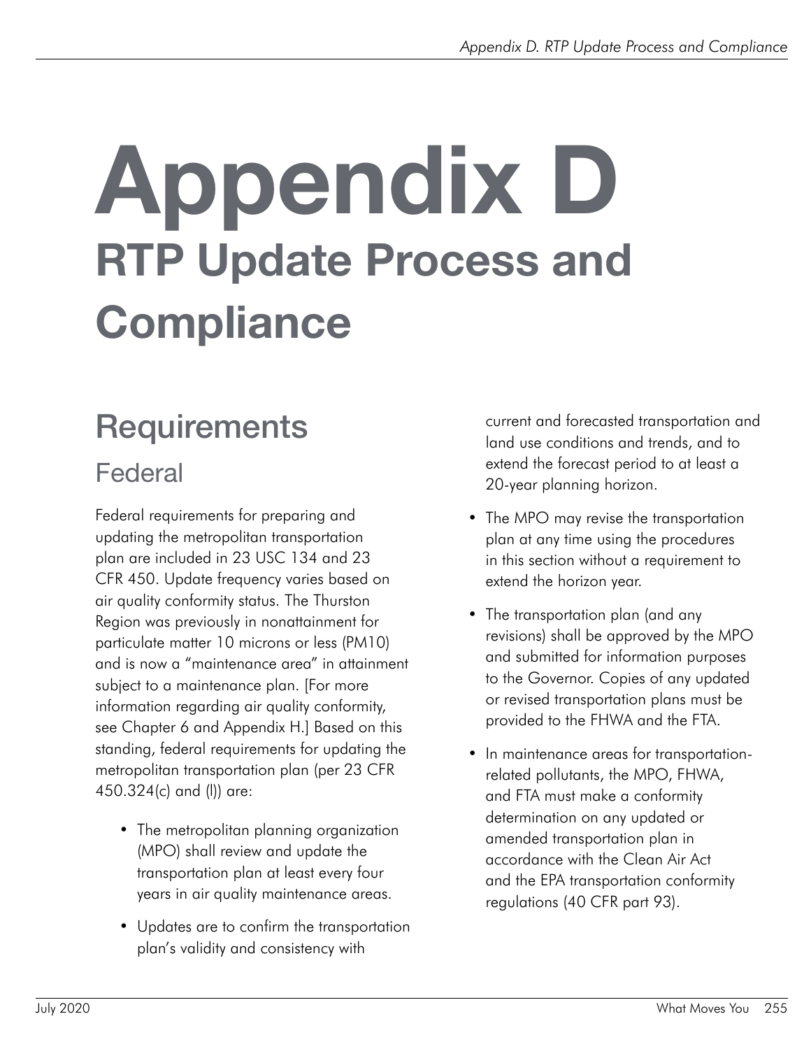# Appendix D
# RTP Update Process and Compliance

## Requirements

### Federal

Federal requirements for preparing and updating the metropolitan transportation plan are included in 23 USC 134 and 23 CFR 450. Update frequency varies based on air quality conformity status. The Thurston Region was previously in nonattainment for particulate matter 10 microns or less (PM10) and is now a "maintenance area" in attainment subject to a maintenance plan. [For more information regarding air quality conformity, see Chapter 6 and Appendix H.] Based on this standing, federal requirements for updating the metropolitan transportation plan (per 23 CFR 450.324(c) and (l)) are:

- The metropolitan planning organization (MPO) shall review and update the transportation plan at least every four years in air quality maintenance areas.
- Updates are to confirm the transportation plan's validity and consistency with current and forecasted transportation and land use conditions and trends, and to extend the forecast period to at least a 20-year planning horizon.
- The MPO may revise the transportation plan at any time using the procedures in this section without a requirement to extend the horizon year.
- The transportation plan (and any revisions) shall be approved by the MPO and submitted for information purposes to the Governor. Copies of any updated or revised transportation plans must be provided to the FHWA and the FTA.
- In maintenance areas for transportation-related pollutants, the MPO, FHWA, and FTA must make a conformity determination on any updated or amended transportation plan in accordance with the Clean Air Act and the EPA transportation conformity regulations (40 CFR part 93).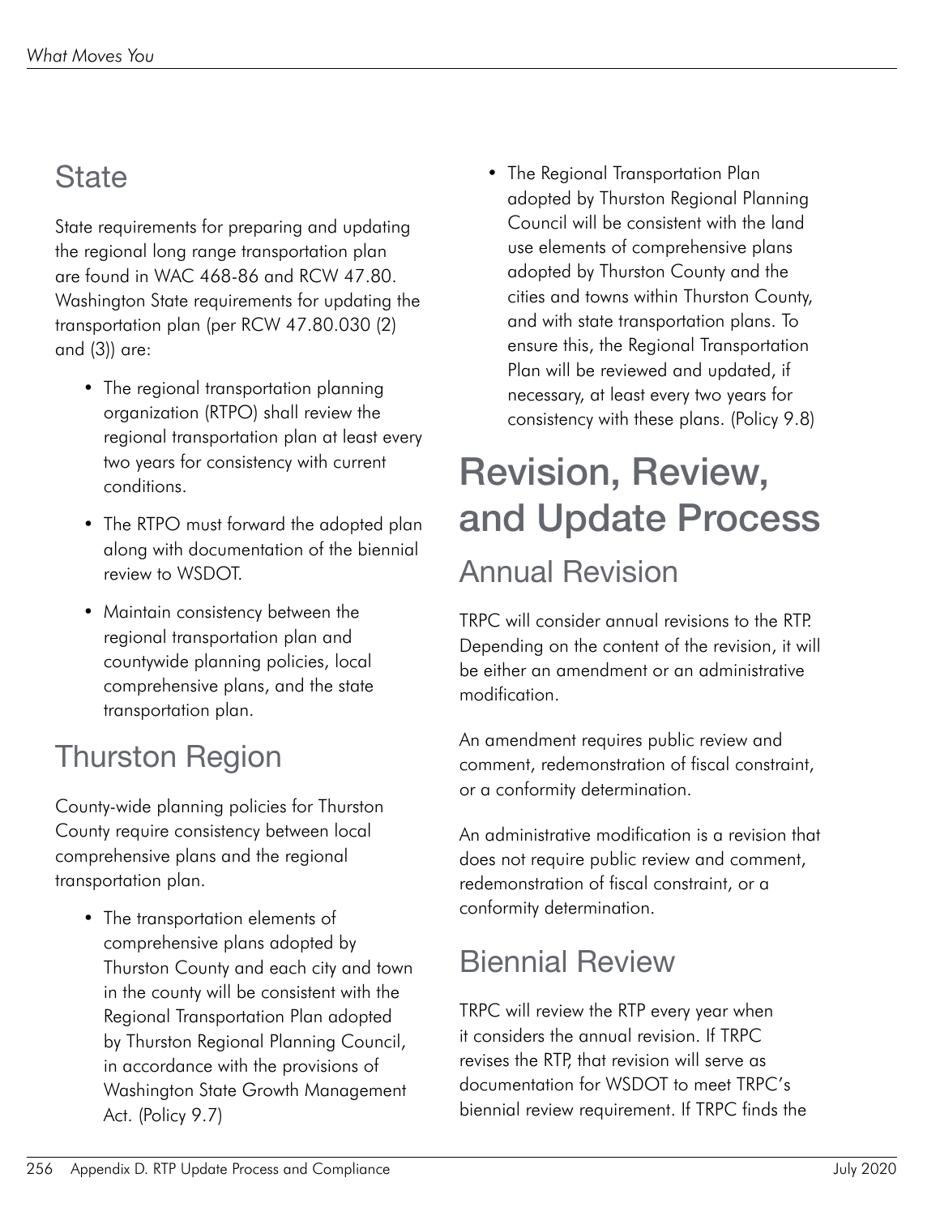## State

State requirements for preparing and updating the regional long range transportation plan are found in WAC 468-86 and RCW 47.80. Washington State requirements for updating the transportation plan (per RCW 47.80.030 (2) and (3)) are:

- The regional transportation planning organization (RTPO) shall review the regional transportation plan at least every two years for consistency with current conditions.
- The RTPO must forward the adopted plan along with documentation of the biennial review to WSDOT.
- Maintain consistency between the regional transportation plan and countywide planning policies, local comprehensive plans, and the state transportation plan.

## Thurston Region

County-wide planning policies for Thurston County require consistency between local comprehensive plans and the regional transportation plan.

- The transportation elements of comprehensive plans adopted by Thurston County and each city and town in the county will be consistent with the Regional Transportation Plan adopted by Thurston Regional Planning Council, in accordance with the provisions of Washington State Growth Management Act. (Policy 9.7)
- The Regional Transportation Plan adopted by Thurston Regional Planning Council will be consistent with the land use elements of comprehensive plans adopted by Thurston County and the cities and towns within Thurston County, and with state transportation plans. To ensure this, the Regional Transportation Plan will be reviewed and updated, if necessary, at least every two years for consistency with these plans. (Policy 9.8)

# Revision, Review, and Update Process

## Annual Revision

TRPC will consider annual revisions to the RTP. Depending on the content of the revision, it will be either an amendment or an administrative modification.

An amendment requires public review and comment, redemonstration of fiscal constraint, or a conformity determination.

An administrative modification is a revision that does not require public review and comment, redemonstration of fiscal constraint, or a conformity determination.

## Biennial Review

TRPC will review the RTP every year when it considers the annual revision. If TRPC revises the RTP, that revision will serve as documentation for WSDOT to meet TRPC's biennial review requirement. If TRPC finds the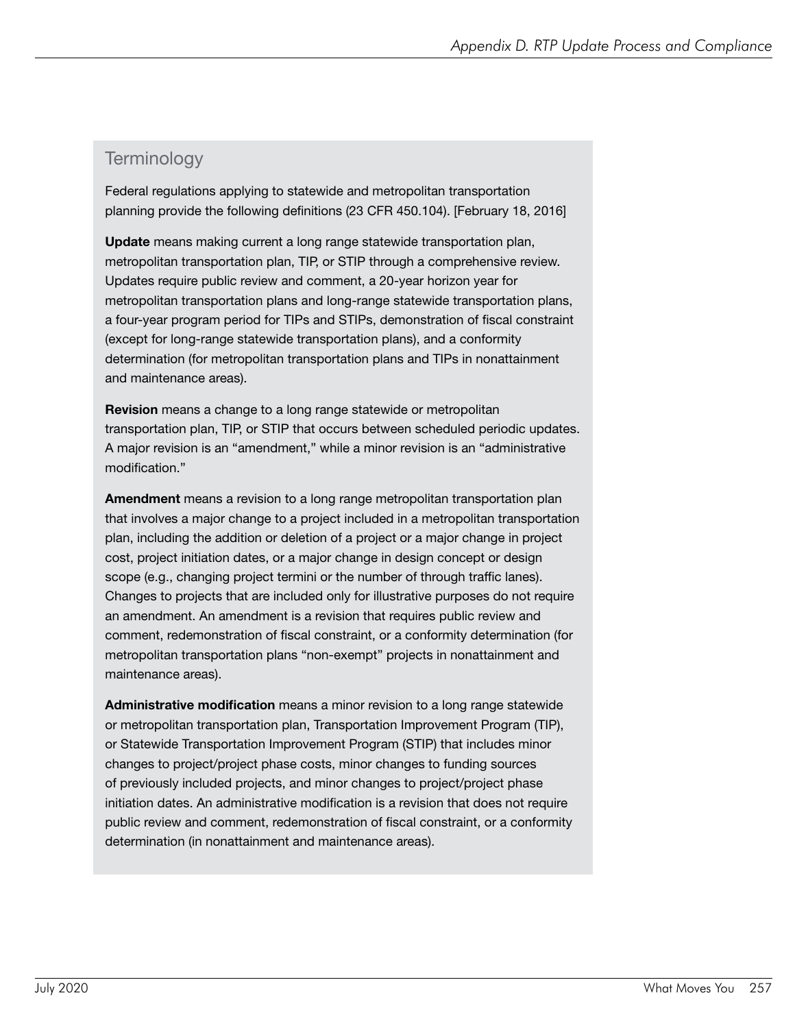## Terminology

Federal regulations applying to statewide and metropolitan transportation planning provide the following definitions (23 CFR 450.104). [February 18, 2016]

**Update** means making current a long range statewide transportation plan, metropolitan transportation plan, TIP, or STIP through a comprehensive review. Updates require public review and comment, a 20-year horizon year for metropolitan transportation plans and long-range statewide transportation plans, a four-year program period for TIPs and STIPs, demonstration of fiscal constraint (except for long-range statewide transportation plans), and a conformity determination (for metropolitan transportation plans and TIPs in nonattainment and maintenance areas).

**Revision** means a change to a long range statewide or metropolitan transportation plan, TIP, or STIP that occurs between scheduled periodic updates. A major revision is an "amendment," while a minor revision is an "administrative modification."

**Amendment** means a revision to a long range metropolitan transportation plan that involves a major change to a project included in a metropolitan transportation plan, including the addition or deletion of a project or a major change in project cost, project initiation dates, or a major change in design concept or design scope (e.g., changing project termini or the number of through traffic lanes). Changes to projects that are included only for illustrative purposes do not require an amendment. An amendment is a revision that requires public review and comment, redemonstration of fiscal constraint, or a conformity determination (for metropolitan transportation plans "non-exempt" projects in nonattainment and maintenance areas).

**Administrative modification** means a minor revision to a long range statewide or metropolitan transportation plan, Transportation Improvement Program (TIP), or Statewide Transportation Improvement Program (STIP) that includes minor changes to project/project phase costs, minor changes to funding sources of previously included projects, and minor changes to project/project phase initiation dates. An administrative modification is a revision that does not require public review and comment, redemonstration of fiscal constraint, or a conformity determination (in nonattainment and maintenance areas).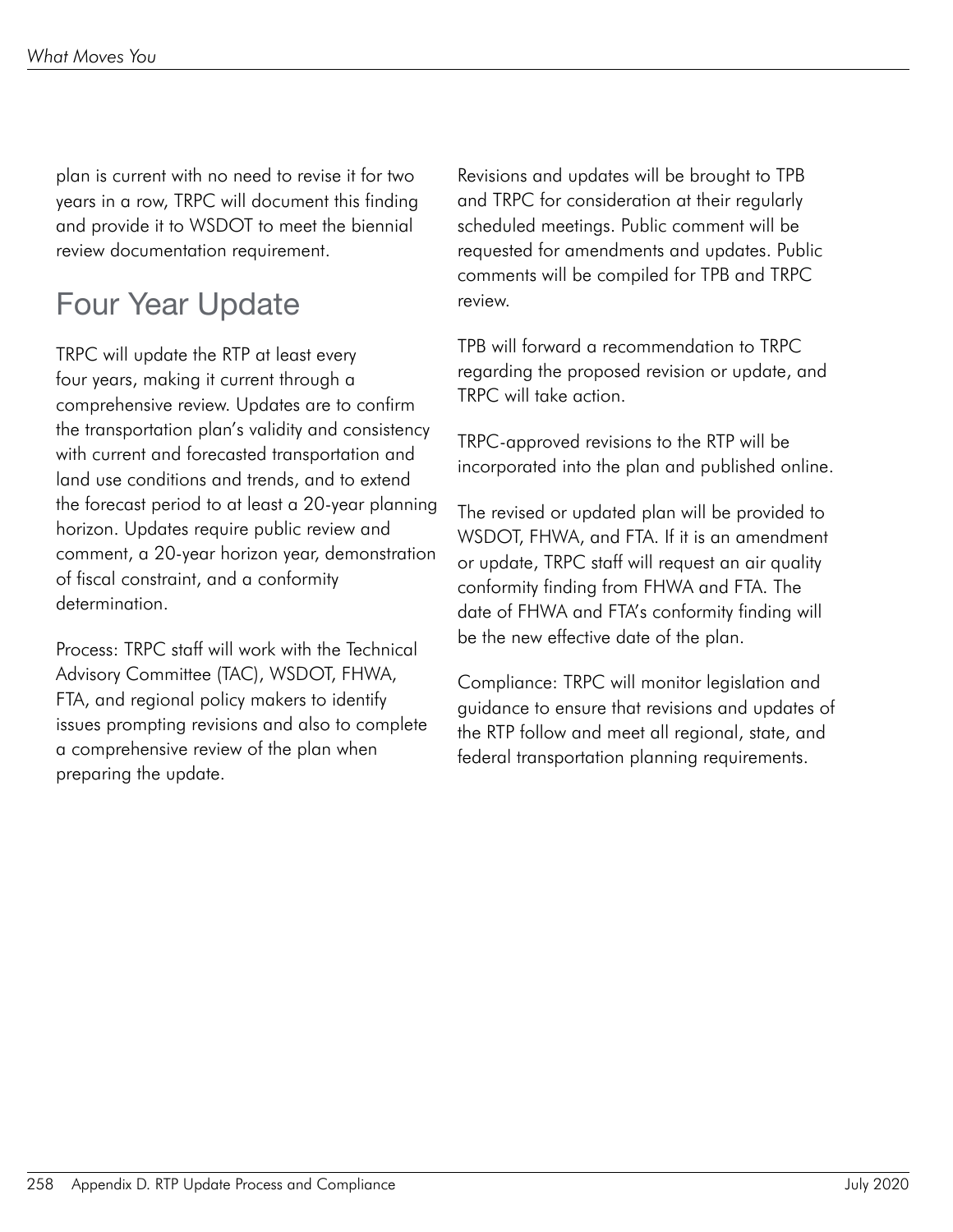plan is current with no need to revise it for two years in a row, TRPC will document this finding and provide it to WSDOT to meet the biennial review documentation requirement.

## Four Year Update

TRPC will update the RTP at least every four years, making it current through a comprehensive review. Updates are to confirm the transportation plan's validity and consistency with current and forecasted transportation and land use conditions and trends, and to extend the forecast period to at least a 20-year planning horizon. Updates require public review and comment, a 20-year horizon year, demonstration of fiscal constraint, and a conformity determination.

Process: TRPC staff will work with the Technical Advisory Committee (TAC), WSDOT, FHWA, FTA, and regional policy makers to identify issues prompting revisions and also to complete a comprehensive review of the plan when preparing the update.

Revisions and updates will be brought to TPB and TRPC for consideration at their regularly scheduled meetings. Public comment will be requested for amendments and updates. Public comments will be compiled for TPB and TRPC review.

TPB will forward a recommendation to TRPC regarding the proposed revision or update, and TRPC will take action.

TRPC-approved revisions to the RTP will be incorporated into the plan and published online.

The revised or updated plan will be provided to WSDOT, FHWA, and FTA. If it is an amendment or update, TRPC staff will request an air quality conformity finding from FHWA and FTA. The date of FHWA and FTA's conformity finding will be the new effective date of the plan.

Compliance: TRPC will monitor legislation and guidance to ensure that revisions and updates of the RTP follow and meet all regional, state, and federal transportation planning requirements.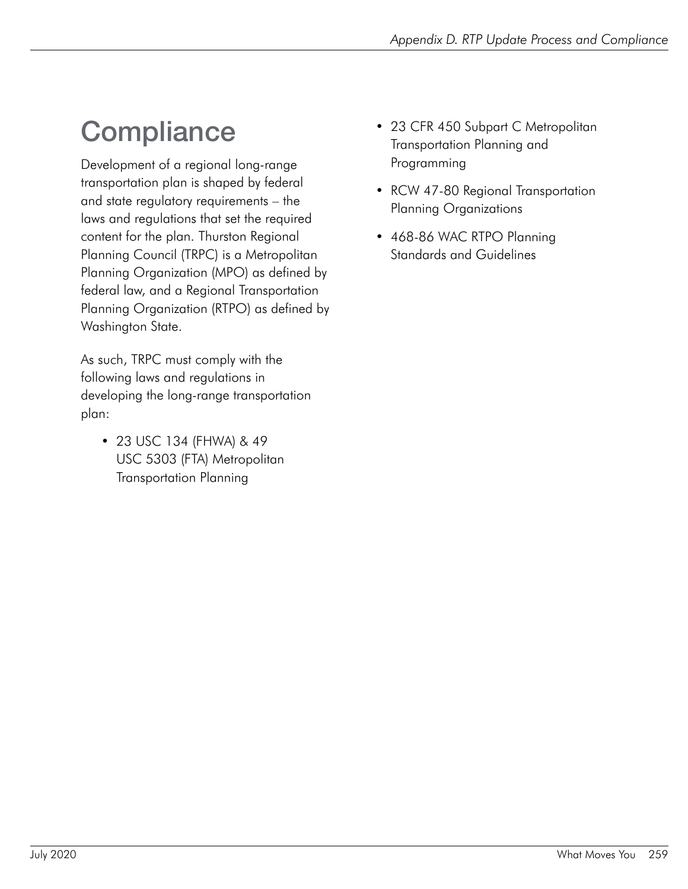# Compliance

Development of a regional long-range transportation plan is shaped by federal and state regulatory requirements – the laws and regulations that set the required content for the plan. Thurston Regional Planning Council (TRPC) is a Metropolitan Planning Organization (MPO) as defined by federal law, and a Regional Transportation Planning Organization (RTPO) as defined by Washington State.

As such, TRPC must comply with the following laws and regulations in developing the long-range transportation plan:

- 23 USC 134 (FHWA) & 49 USC 5303 (FTA) Metropolitan Transportation Planning
- 23 CFR 450 Subpart C Metropolitan Transportation Planning and Programming
- RCW 47-80 Regional Transportation Planning Organizations
- 468-86 WAC RTPO Planning Standards and Guidelines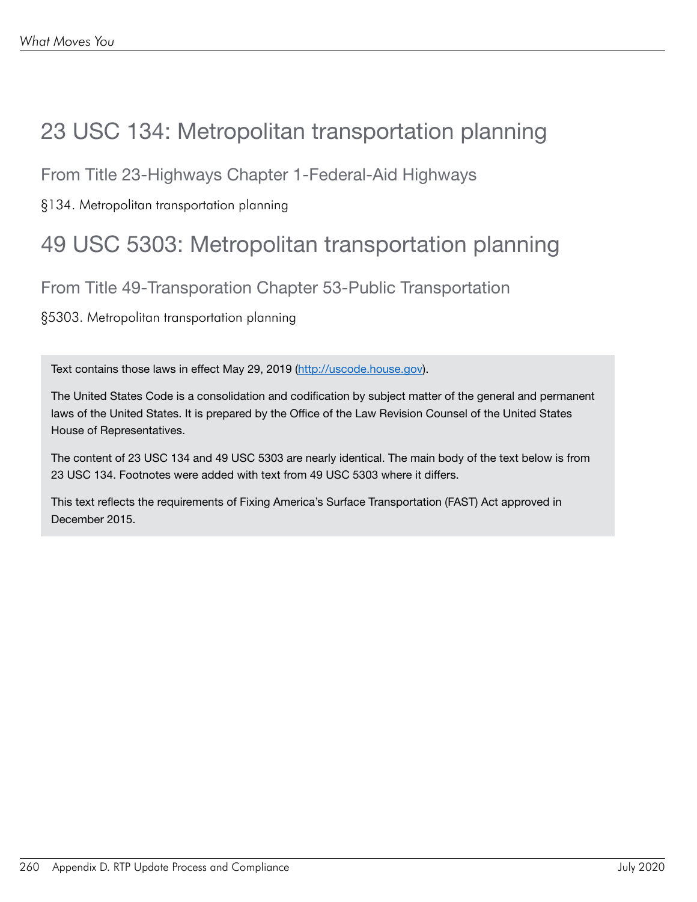# 23 USC 134: Metropolitan transportation planning

## From Title 23-Highways Chapter 1-Federal-Aid Highways

§134. Metropolitan transportation planning

# 49 USC 5303: Metropolitan transportation planning

## From Title 49-Transporation Chapter 53-Public Transportation

§5303. Metropolitan transportation planning

Text contains those laws in effect May 29, 2019 (http://uscode.house.gov).

The United States Code is a consolidation and codification by subject matter of the general and permanent laws of the United States. It is prepared by the Office of the Law Revision Counsel of the United States House of Representatives.

The content of 23 USC 134 and 49 USC 5303 are nearly identical. The main body of the text below is from 23 USC 134. Footnotes were added with text from 49 USC 5303 where it differs.

This text reflects the requirements of Fixing America's Surface Transportation (FAST) Act approved in December 2015.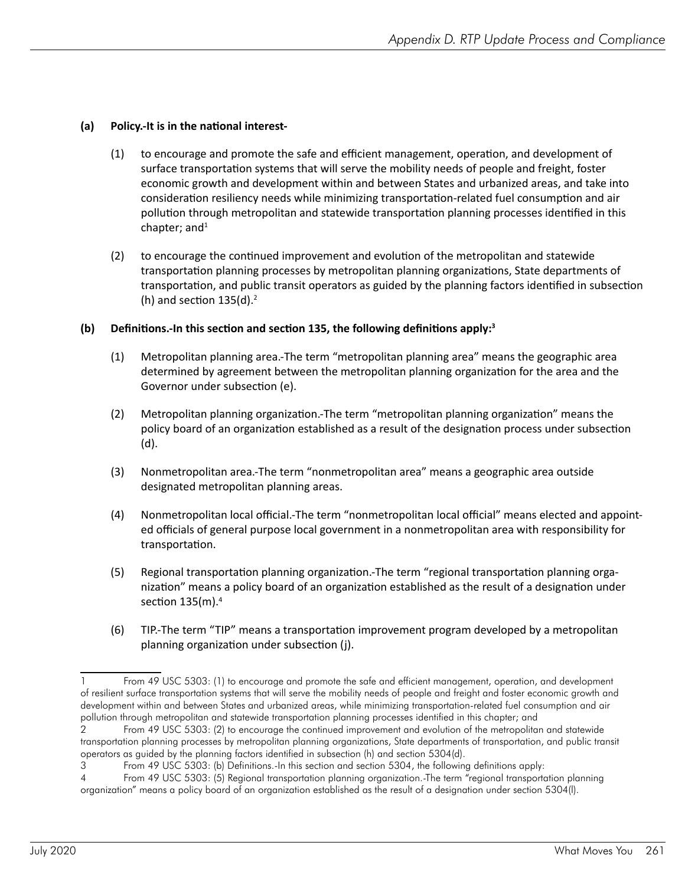**(a) Policy.-It is in the national interest-**

(1) to encourage and promote the safe and efficient management, operation, and development of surface transportation systems that will serve the mobility needs of people and freight, foster economic growth and development within and between States and urbanized areas, and take into consideration resiliency needs while minimizing transportation-related fuel consumption and air pollution through metropolitan and statewide transportation planning processes identified in this chapter; and[1]

(2) to encourage the continued improvement and evolution of the metropolitan and statewide transportation planning processes by metropolitan planning organizations, State departments of transportation, and public transit operators as guided by the planning factors identified in subsection (h) and section 135(d).[2]

**(b) Definitions.-In this section and section 135, the following definitions apply:[3]**

(1) Metropolitan planning area.-The term "metropolitan planning area" means the geographic area determined by agreement between the metropolitan planning organization for the area and the Governor under subsection (e).

(2) Metropolitan planning organization.-The term "metropolitan planning organization" means the policy board of an organization established as a result of the designation process under subsection (d).

(3) Nonmetropolitan area.-The term "nonmetropolitan area" means a geographic area outside designated metropolitan planning areas.

(4) Nonmetropolitan local official.-The term "nonmetropolitan local official" means elected and appointed officials of general purpose local government in a nonmetropolitan area with responsibility for transportation.

(5) Regional transportation planning organization.-The term "regional transportation planning organization" means a policy board of an organization established as the result of a designation under section 135(m).[4]

(6) TIP.-The term "TIP" means a transportation improvement program developed by a metropolitan planning organization under subsection (j).

---

1 From 49 USC 5303: (1) to encourage and promote the safe and efficient management, operation, and development of resilient surface transportation systems that will serve the mobility needs of people and freight and foster economic growth and development within and between States and urbanized areas, while minimizing transportation-related fuel consumption and air pollution through metropolitan and statewide transportation planning processes identified in this chapter; and

2 From 49 USC 5303: (2) to encourage the continued improvement and evolution of the metropolitan and statewide transportation planning processes by metropolitan planning organizations, State departments of transportation, and public transit operators as guided by the planning factors identified in subsection (h) and section 5304(d).

3 From 49 USC 5303: (b) Definitions.-In this section and section 5304, the following definitions apply:

4 From 49 USC 5303: (5) Regional transportation planning organization.-The term "regional transportation planning organization" means a policy board of an organization established as the result of a designation under section 5304(l).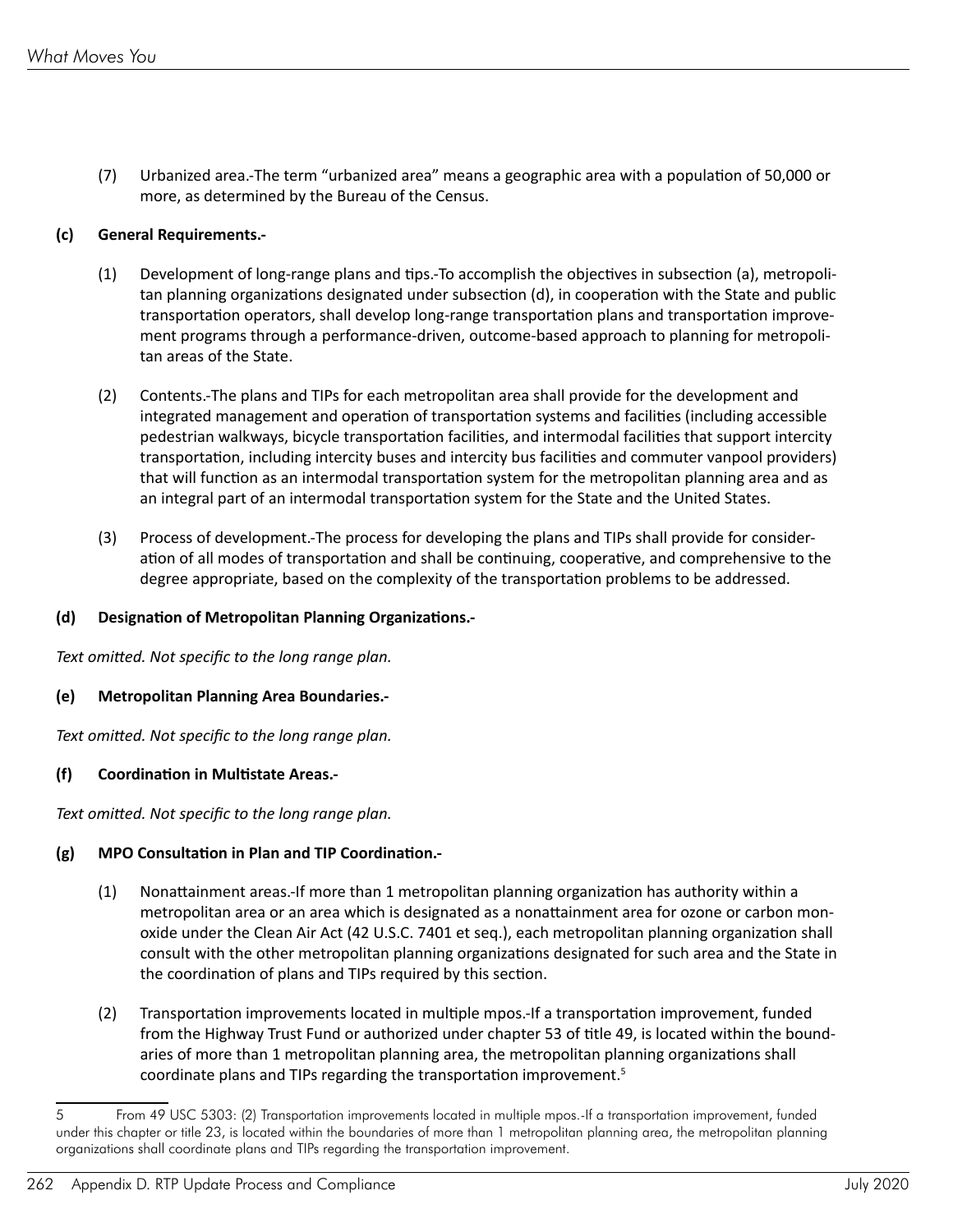(7) Urbanized area.-The term "urbanized area" means a geographic area with a population of 50,000 or more, as determined by the Bureau of the Census.

**(c) General Requirements.-**

(1) Development of long-range plans and tips.-To accomplish the objectives in subsection (a), metropolitan planning organizations designated under subsection (d), in cooperation with the State and public transportation operators, shall develop long-range transportation plans and transportation improvement programs through a performance-driven, outcome-based approach to planning for metropolitan areas of the State.

(2) Contents.-The plans and TIPs for each metropolitan area shall provide for the development and integrated management and operation of transportation systems and facilities (including accessible pedestrian walkways, bicycle transportation facilities, and intermodal facilities that support intercity transportation, including intercity buses and intercity bus facilities and commuter vanpool providers) that will function as an intermodal transportation system for the metropolitan planning area and as an integral part of an intermodal transportation system for the State and the United States.

(3) Process of development.-The process for developing the plans and TIPs shall provide for consideration of all modes of transportation and shall be continuing, cooperative, and comprehensive to the degree appropriate, based on the complexity of the transportation problems to be addressed.

**(d) Designation of Metropolitan Planning Organizations.-**

*Text omitted. Not specific to the long range plan.*

**(e) Metropolitan Planning Area Boundaries.-**

*Text omitted. Not specific to the long range plan.*

**(f) Coordination in Multistate Areas.-**

*Text omitted. Not specific to the long range plan.*

**(g) MPO Consultation in Plan and TIP Coordination.-**

(1) Nonattainment areas.-If more than 1 metropolitan planning organization has authority within a metropolitan area or an area which is designated as a nonattainment area for ozone or carbon monoxide under the Clean Air Act (42 U.S.C. 7401 et seq.), each metropolitan planning organization shall consult with the other metropolitan planning organizations designated for such area and the State in the coordination of plans and TIPs required by this section.

(2) Transportation improvements located in multiple mpos.-If a transportation improvement, funded from the Highway Trust Fund or authorized under chapter 53 of title 49, is located within the boundaries of more than 1 metropolitan planning area, the metropolitan planning organizations shall coordinate plans and TIPs regarding the transportation improvement.[5]

---

5 From 49 USC 5303: (2) Transportation improvements located in multiple mpos.-If a transportation improvement, funded under this chapter or title 23, is located within the boundaries of more than 1 metropolitan planning area, the metropolitan planning organizations shall coordinate plans and TIPs regarding the transportation improvement.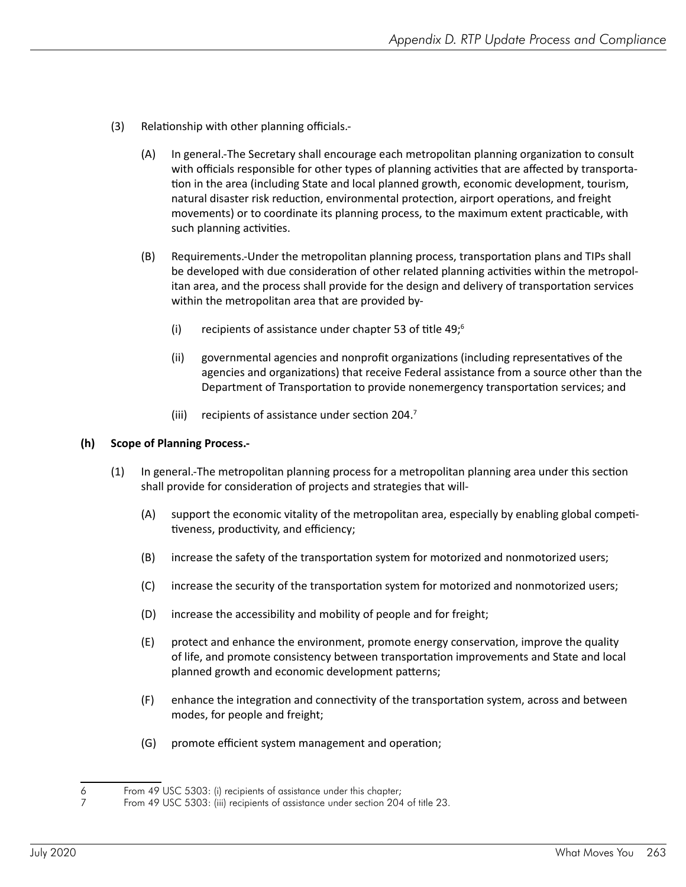(3) Relationship with other planning officials.-

(A) In general.-The Secretary shall encourage each metropolitan planning organization to consult with officials responsible for other types of planning activities that are affected by transportation in the area (including State and local planned growth, economic development, tourism, natural disaster risk reduction, environmental protection, airport operations, and freight movements) or to coordinate its planning process, to the maximum extent practicable, with such planning activities.

(B) Requirements.-Under the metropolitan planning process, transportation plans and TIPs shall be developed with due consideration of other related planning activities within the metropolitan area, and the process shall provide for the design and delivery of transportation services within the metropolitan area that are provided by-

(i) recipients of assistance under chapter 53 of title 49;[6]

(ii) governmental agencies and nonprofit organizations (including representatives of the agencies and organizations) that receive Federal assistance from a source other than the Department of Transportation to provide nonemergency transportation services; and

(iii) recipients of assistance under section 204.[7]

**(h) Scope of Planning Process.-**

(1) In general.-The metropolitan planning process for a metropolitan planning area under this section shall provide for consideration of projects and strategies that will-

(A) support the economic vitality of the metropolitan area, especially by enabling global competitiveness, productivity, and efficiency;

(B) increase the safety of the transportation system for motorized and nonmotorized users;

(C) increase the security of the transportation system for motorized and nonmotorized users;

(D) increase the accessibility and mobility of people and for freight;

(E) protect and enhance the environment, promote energy conservation, improve the quality of life, and promote consistency between transportation improvements and State and local planned growth and economic development patterns;

(F) enhance the integration and connectivity of the transportation system, across and between modes, for people and freight;

(G) promote efficient system management and operation;

---

6 From 49 USC 5303: (i) recipients of assistance under this chapter;

7 From 49 USC 5303: (iii) recipients of assistance under section 204 of title 23.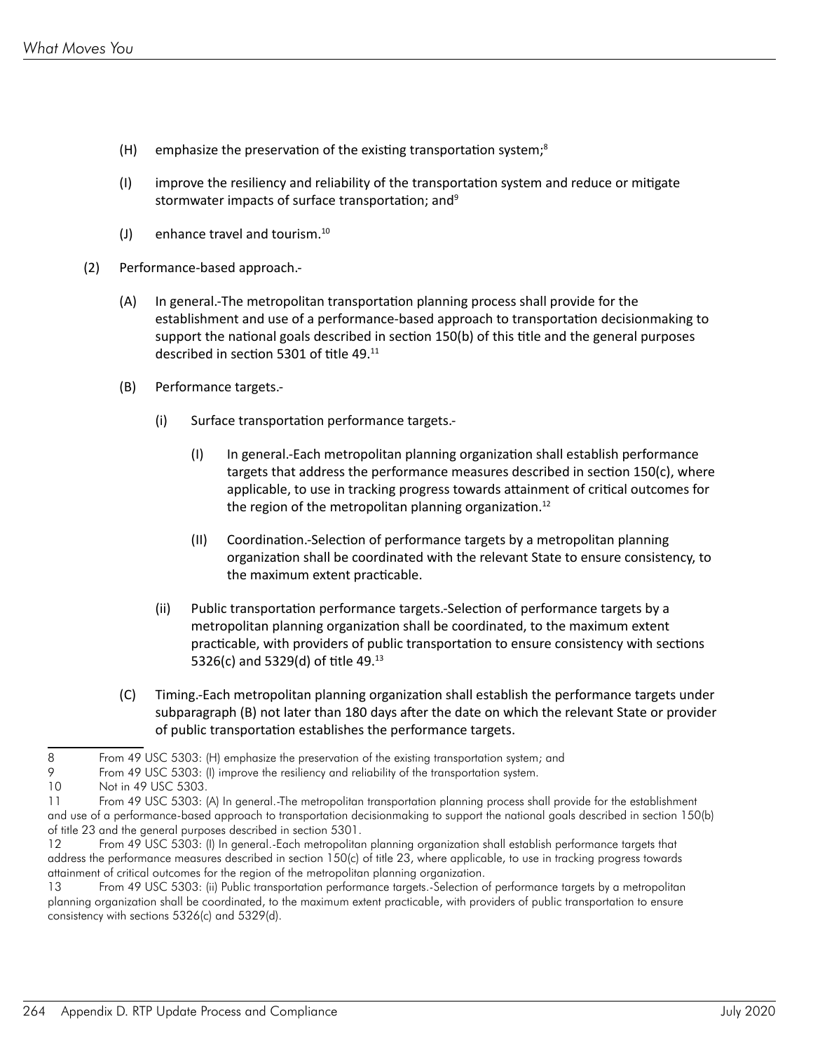(H) emphasize the preservation of the existing transportation system;[8]

(I) improve the resiliency and reliability of the transportation system and reduce or mitigate stormwater impacts of surface transportation; and[9]

(J) enhance travel and tourism.[10]

(2) Performance-based approach.-

(A) In general.-The metropolitan transportation planning process shall provide for the establishment and use of a performance-based approach to transportation decisionmaking to support the national goals described in section 150(b) of this title and the general purposes described in section 5301 of title 49.[11]

(B) Performance targets.-

(i) Surface transportation performance targets.-

(I) In general.-Each metropolitan planning organization shall establish performance targets that address the performance measures described in section 150(c), where applicable, to use in tracking progress towards attainment of critical outcomes for the region of the metropolitan planning organization.[12]

(II) Coordination.-Selection of performance targets by a metropolitan planning organization shall be coordinated with the relevant State to ensure consistency, to the maximum extent practicable.

(ii) Public transportation performance targets.-Selection of performance targets by a metropolitan planning organization shall be coordinated, to the maximum extent practicable, with providers of public transportation to ensure consistency with sections 5326(c) and 5329(d) of title 49.[13]

(C) Timing.-Each metropolitan planning organization shall establish the performance targets under subparagraph (B) not later than 180 days after the date on which the relevant State or provider of public transportation establishes the performance targets.

---

8 From 49 USC 5303: (H) emphasize the preservation of the existing transportation system; and

9 From 49 USC 5303: (I) improve the resiliency and reliability of the transportation system.

10 Not in 49 USC 5303.

11 From 49 USC 5303: (A) In general.-The metropolitan transportation planning process shall provide for the establishment and use of a performance-based approach to transportation decisionmaking to support the national goals described in section 150(b) of title 23 and the general purposes described in section 5301.

12 From 49 USC 5303: (I) In general.-Each metropolitan planning organization shall establish performance targets that address the performance measures described in section 150(c) of title 23, where applicable, to use in tracking progress towards attainment of critical outcomes for the region of the metropolitan planning organization.

13 From 49 USC 5303: (ii) Public transportation performance targets.-Selection of performance targets by a metropolitan planning organization shall be coordinated, to the maximum extent practicable, with providers of public transportation to ensure consistency with sections 5326(c) and 5329(d).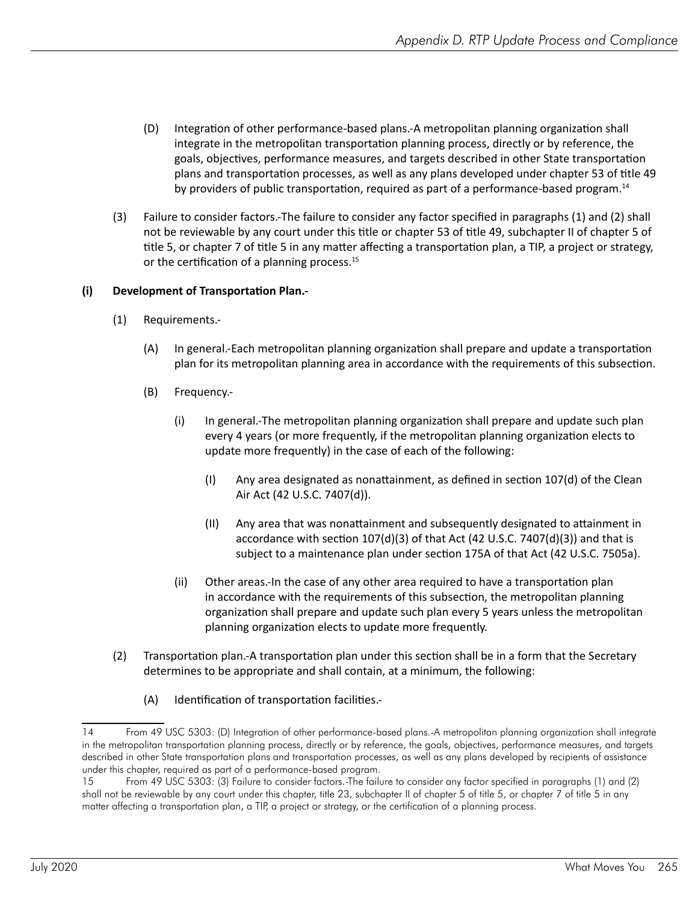(D) Integration of other performance-based plans.-A metropolitan planning organization shall integrate in the metropolitan transportation planning process, directly or by reference, the goals, objectives, performance measures, and targets described in other State transportation plans and transportation processes, as well as any plans developed under chapter 53 of title 49 by providers of public transportation, required as part of a performance-based program.[14]

(3) Failure to consider factors.-The failure to consider any factor specified in paragraphs (1) and (2) shall not be reviewable by any court under this title or chapter 53 of title 49, subchapter II of chapter 5 of title 5, or chapter 7 of title 5 in any matter affecting a transportation plan, a TIP, a project or strategy, or the certification of a planning process.[15]

**(i) Development of Transportation Plan.-**

(1) Requirements.-

(A) In general.-Each metropolitan planning organization shall prepare and update a transportation plan for its metropolitan planning area in accordance with the requirements of this subsection.

(B) Frequency.-

(i) In general.-The metropolitan planning organization shall prepare and update such plan every 4 years (or more frequently, if the metropolitan planning organization elects to update more frequently) in the case of each of the following:

(I) Any area designated as nonattainment, as defined in section 107(d) of the Clean Air Act (42 U.S.C. 7407(d)).

(II) Any area that was nonattainment and subsequently designated to attainment in accordance with section 107(d)(3) of that Act (42 U.S.C. 7407(d)(3)) and that is subject to a maintenance plan under section 175A of that Act (42 U.S.C. 7505a).

(ii) Other areas.-In the case of any other area required to have a transportation plan in accordance with the requirements of this subsection, the metropolitan planning organization shall prepare and update such plan every 5 years unless the metropolitan planning organization elects to update more frequently.

(2) Transportation plan.-A transportation plan under this section shall be in a form that the Secretary determines to be appropriate and shall contain, at a minimum, the following:

(A) Identification of transportation facilities.-

---

14 From 49 USC 5303: (D) Integration of other performance-based plans.-A metropolitan planning organization shall integrate in the metropolitan transportation planning process, directly or by reference, the goals, objectives, performance measures, and targets described in other State transportation plans and transportation processes, as well as any plans developed by recipients of assistance under this chapter, required as part of a performance-based program.

15 From 49 USC 5303: (3) Failure to consider factors.-The failure to consider any factor specified in paragraphs (1) and (2) shall not be reviewable by any court under this chapter, title 23, subchapter II of chapter 5 of title 5, or chapter 7 of title 5 in any matter affecting a transportation plan, a TIP, a project or strategy, or the certification of a planning process.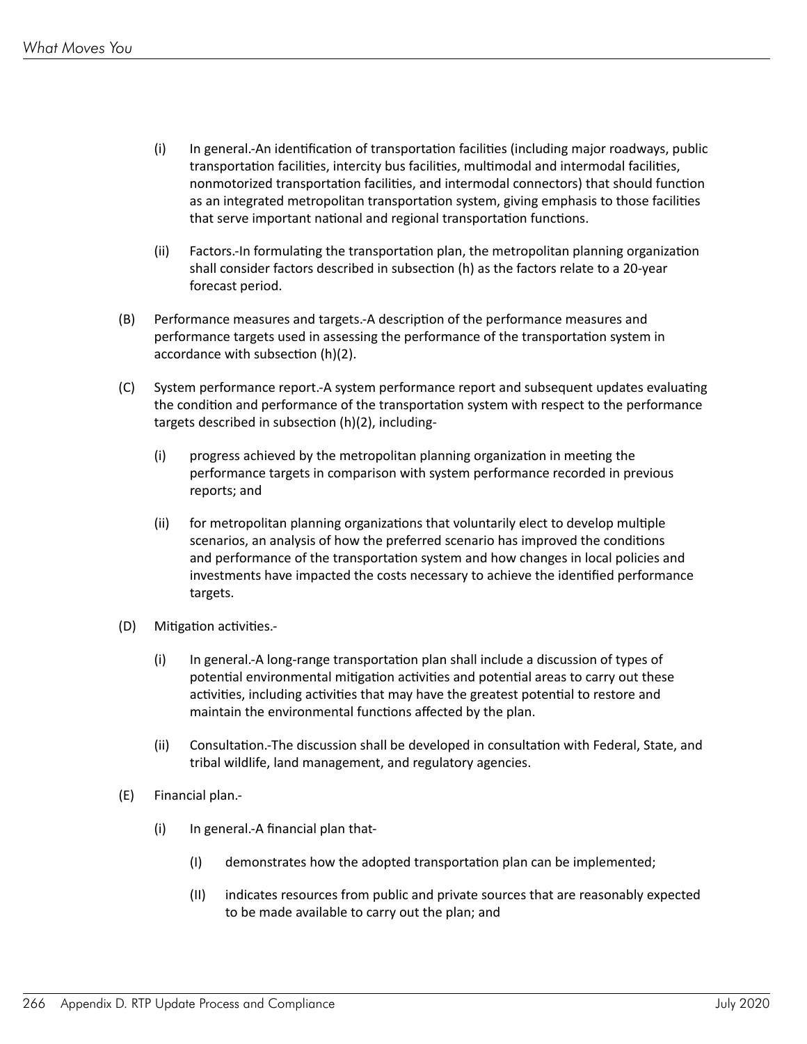(i) In general.-An identification of transportation facilities (including major roadways, public transportation facilities, intercity bus facilities, multimodal and intermodal facilities, nonmotorized transportation facilities, and intermodal connectors) that should function as an integrated metropolitan transportation system, giving emphasis to those facilities that serve important national and regional transportation functions.

(ii) Factors.-In formulating the transportation plan, the metropolitan planning organization shall consider factors described in subsection (h) as the factors relate to a 20-year forecast period.

(B) Performance measures and targets.-A description of the performance measures and performance targets used in assessing the performance of the transportation system in accordance with subsection (h)(2).

(C) System performance report.-A system performance report and subsequent updates evaluating the condition and performance of the transportation system with respect to the performance targets described in subsection (h)(2), including-

(i) progress achieved by the metropolitan planning organization in meeting the performance targets in comparison with system performance recorded in previous reports; and

(ii) for metropolitan planning organizations that voluntarily elect to develop multiple scenarios, an analysis of how the preferred scenario has improved the conditions and performance of the transportation system and how changes in local policies and investments have impacted the costs necessary to achieve the identified performance targets.

(D) Mitigation activities.-

(i) In general.-A long-range transportation plan shall include a discussion of types of potential environmental mitigation activities and potential areas to carry out these activities, including activities that may have the greatest potential to restore and maintain the environmental functions affected by the plan.

(ii) Consultation.-The discussion shall be developed in consultation with Federal, State, and tribal wildlife, land management, and regulatory agencies.

(E) Financial plan.-

(i) In general.-A financial plan that-

(I) demonstrates how the adopted transportation plan can be implemented;

(II) indicates resources from public and private sources that are reasonably expected to be made available to carry out the plan; and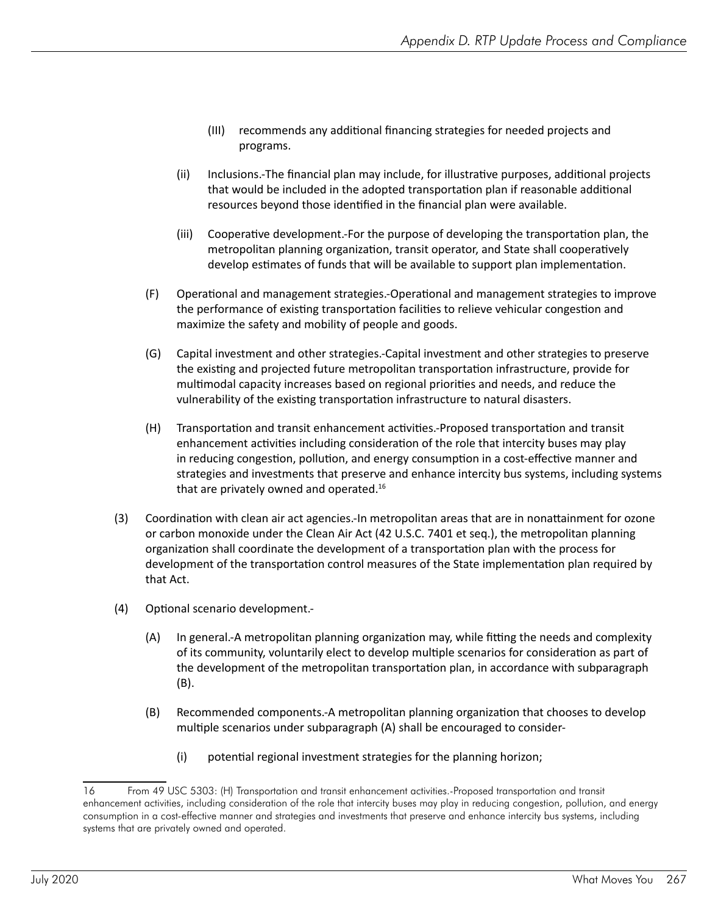(III) recommends any additional financing strategies for needed projects and programs.

(ii) Inclusions.-The financial plan may include, for illustrative purposes, additional projects that would be included in the adopted transportation plan if reasonable additional resources beyond those identified in the financial plan were available.

(iii) Cooperative development.-For the purpose of developing the transportation plan, the metropolitan planning organization, transit operator, and State shall cooperatively develop estimates of funds that will be available to support plan implementation.

(F) Operational and management strategies.-Operational and management strategies to improve the performance of existing transportation facilities to relieve vehicular congestion and maximize the safety and mobility of people and goods.

(G) Capital investment and other strategies.-Capital investment and other strategies to preserve the existing and projected future metropolitan transportation infrastructure, provide for multimodal capacity increases based on regional priorities and needs, and reduce the vulnerability of the existing transportation infrastructure to natural disasters.

(H) Transportation and transit enhancement activities.-Proposed transportation and transit enhancement activities including consideration of the role that intercity buses may play in reducing congestion, pollution, and energy consumption in a cost-effective manner and strategies and investments that preserve and enhance intercity bus systems, including systems that are privately owned and operated.[16]

(3) Coordination with clean air act agencies.-In metropolitan areas that are in nonattainment for ozone or carbon monoxide under the Clean Air Act (42 U.S.C. 7401 et seq.), the metropolitan planning organization shall coordinate the development of a transportation plan with the process for development of the transportation control measures of the State implementation plan required by that Act.

(4) Optional scenario development.-

(A) In general.-A metropolitan planning organization may, while fitting the needs and complexity of its community, voluntarily elect to develop multiple scenarios for consideration as part of the development of the metropolitan transportation plan, in accordance with subparagraph (B).

(B) Recommended components.-A metropolitan planning organization that chooses to develop multiple scenarios under subparagraph (A) shall be encouraged to consider-

(i) potential regional investment strategies for the planning horizon;

---

16 From 49 USC 5303: (H) Transportation and transit enhancement activities.-Proposed transportation and transit enhancement activities, including consideration of the role that intercity buses may play in reducing congestion, pollution, and energy consumption in a cost-effective manner and strategies and investments that preserve and enhance intercity bus systems, including systems that are privately owned and operated.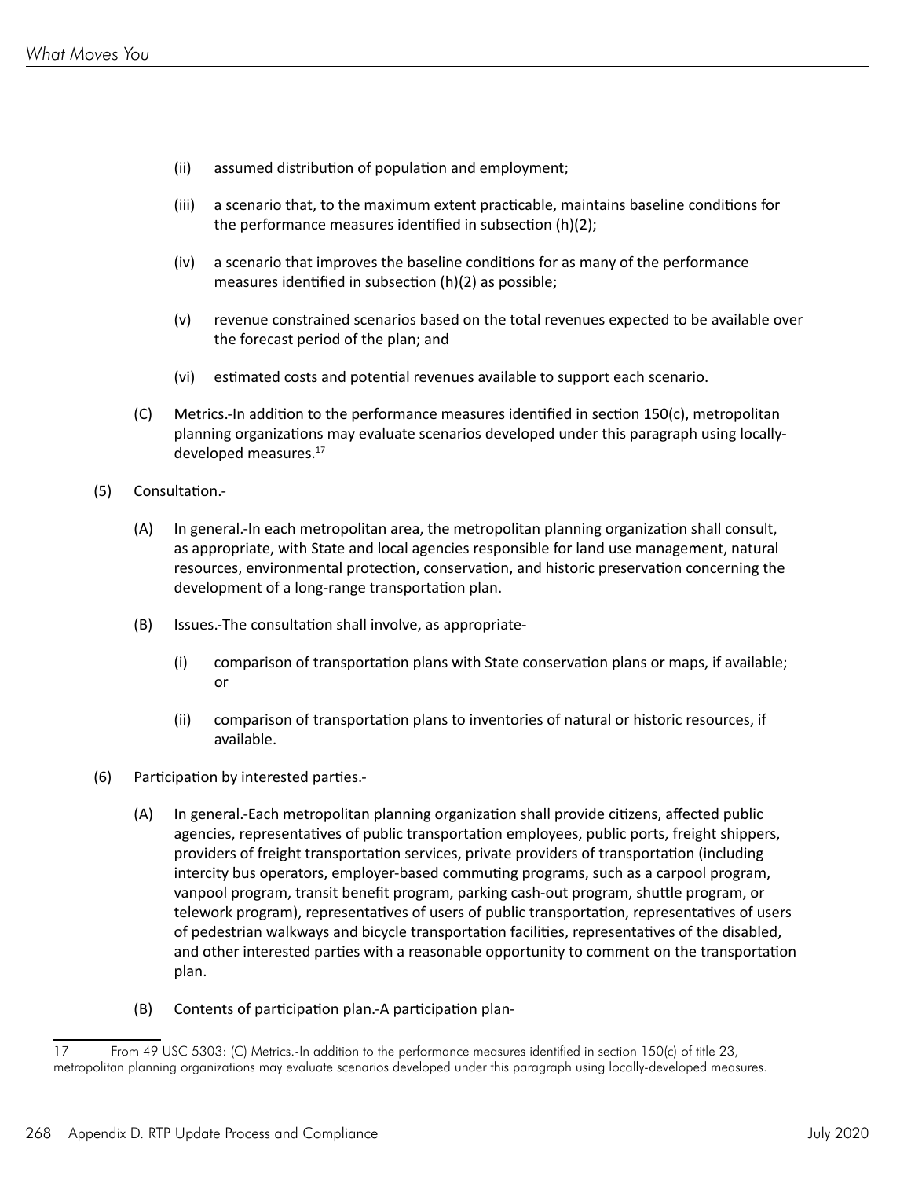- (ii) assumed distribution of population and employment;
- (iii) a scenario that, to the maximum extent practicable, maintains baseline conditions for the performance measures identified in subsection (h)(2);
- (iv) a scenario that improves the baseline conditions for as many of the performance measures identified in subsection (h)(2) as possible;
- (v) revenue constrained scenarios based on the total revenues expected to be available over the forecast period of the plan; and
- (vi) estimated costs and potential revenues available to support each scenario.

(C) Metrics.-In addition to the performance measures identified in section 150(c), metropolitan planning organizations may evaluate scenarios developed under this paragraph using locally-developed measures.[17]

(5) Consultation.-

(A) In general.-In each metropolitan area, the metropolitan planning organization shall consult, as appropriate, with State and local agencies responsible for land use management, natural resources, environmental protection, conservation, and historic preservation concerning the development of a long-range transportation plan.

(B) Issues.-The consultation shall involve, as appropriate-

- (i) comparison of transportation plans with State conservation plans or maps, if available; or
- (ii) comparison of transportation plans to inventories of natural or historic resources, if available.

(6) Participation by interested parties.-

(A) In general.-Each metropolitan planning organization shall provide citizens, affected public agencies, representatives of public transportation employees, public ports, freight shippers, providers of freight transportation services, private providers of transportation (including intercity bus operators, employer-based commuting programs, such as a carpool program, vanpool program, transit benefit program, parking cash-out program, shuttle program, or telework program), representatives of users of public transportation, representatives of users of pedestrian walkways and bicycle transportation facilities, representatives of the disabled, and other interested parties with a reasonable opportunity to comment on the transportation plan.

(B) Contents of participation plan.-A participation plan-

---

17 From 49 USC 5303: (C) Metrics.-In addition to the performance measures identified in section 150(c) of title 23, metropolitan planning organizations may evaluate scenarios developed under this paragraph using locally-developed measures.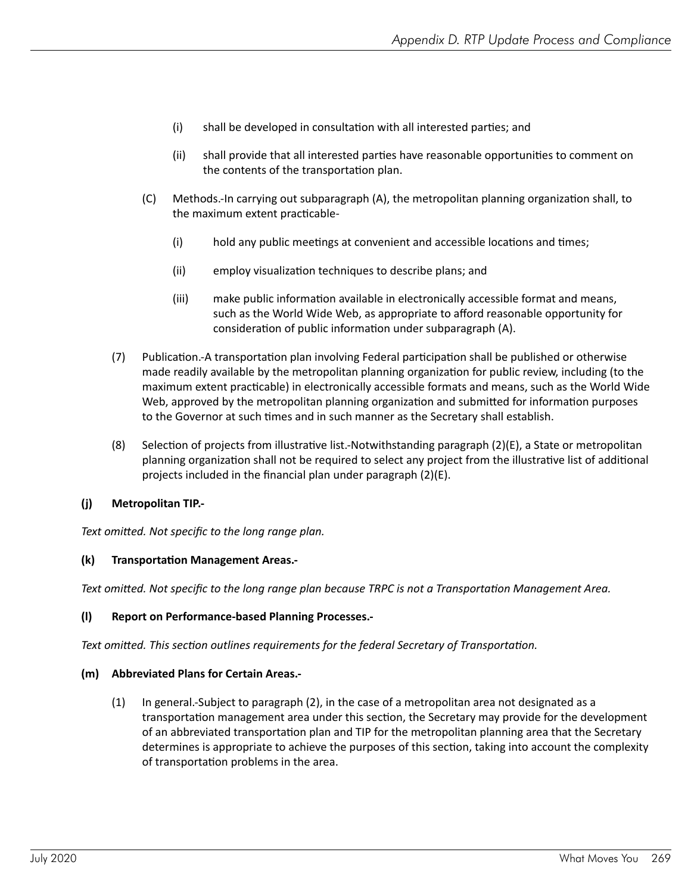(i) shall be developed in consultation with all interested parties; and

(ii) shall provide that all interested parties have reasonable opportunities to comment on the contents of the transportation plan.

(C) Methods.-In carrying out subparagraph (A), the metropolitan planning organization shall, to the maximum extent practicable-

(i) hold any public meetings at convenient and accessible locations and times;

(ii) employ visualization techniques to describe plans; and

(iii) make public information available in electronically accessible format and means, such as the World Wide Web, as appropriate to afford reasonable opportunity for consideration of public information under subparagraph (A).

(7) Publication.-A transportation plan involving Federal participation shall be published or otherwise made readily available by the metropolitan planning organization for public review, including (to the maximum extent practicable) in electronically accessible formats and means, such as the World Wide Web, approved by the metropolitan planning organization and submitted for information purposes to the Governor at such times and in such manner as the Secretary shall establish.

(8) Selection of projects from illustrative list.-Notwithstanding paragraph (2)(E), a State or metropolitan planning organization shall not be required to select any project from the illustrative list of additional projects included in the financial plan under paragraph (2)(E).

**(j) Metropolitan TIP.-**

*Text omitted. Not specific to the long range plan.*

**(k) Transportation Management Areas.-**

*Text omitted. Not specific to the long range plan because TRPC is not a Transportation Management Area.*

**(l) Report on Performance-based Planning Processes.-**

*Text omitted. This section outlines requirements for the federal Secretary of Transportation.*

**(m) Abbreviated Plans for Certain Areas.-**

(1) In general.-Subject to paragraph (2), in the case of a metropolitan area not designated as a transportation management area under this section, the Secretary may provide for the development of an abbreviated transportation plan and TIP for the metropolitan planning area that the Secretary determines is appropriate to achieve the purposes of this section, taking into account the complexity of transportation problems in the area.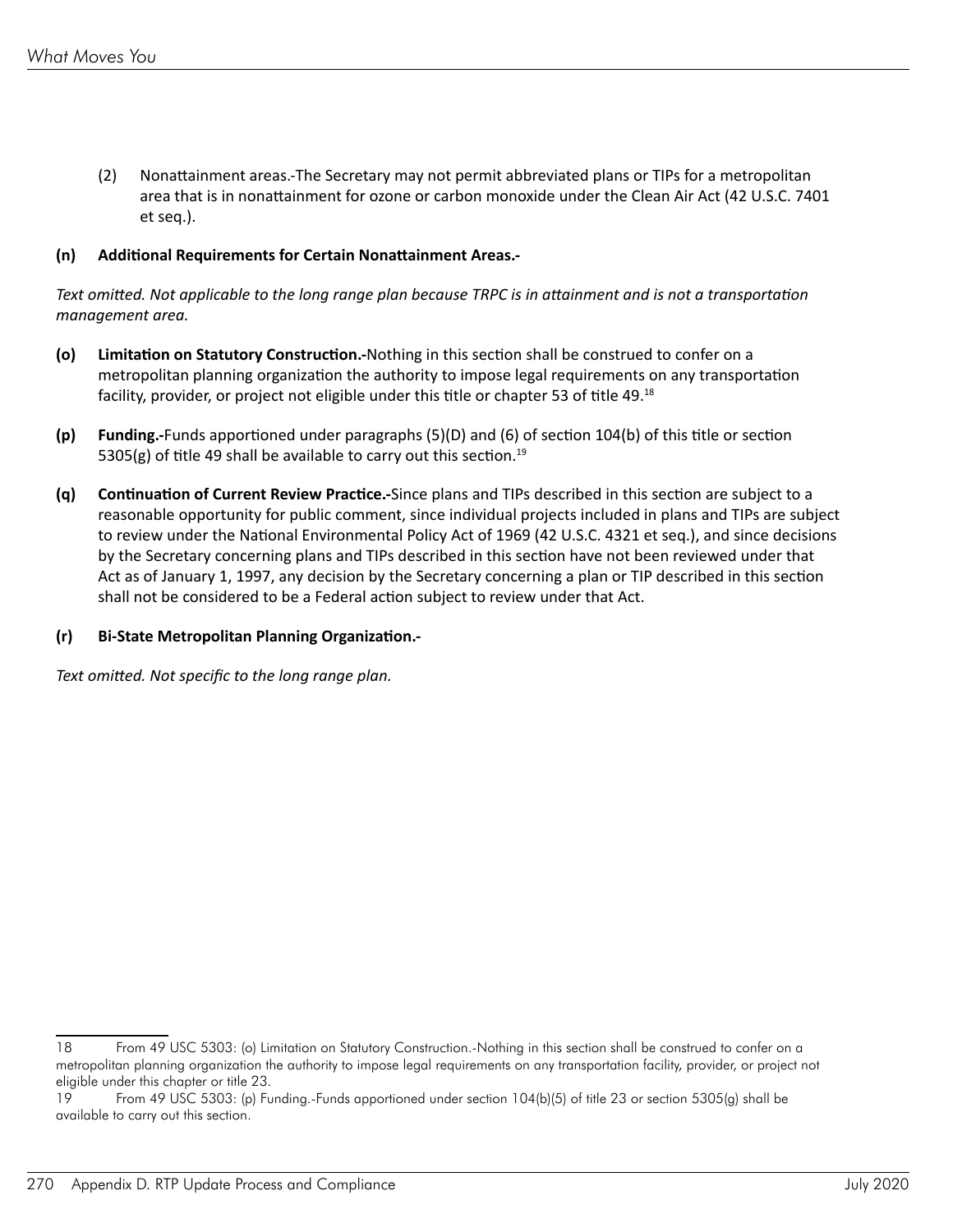(2) Nonattainment areas.-The Secretary may not permit abbreviated plans or TIPs for a metropolitan area that is in nonattainment for ozone or carbon monoxide under the Clean Air Act (42 U.S.C. 7401 et seq.).

**(n) Additional Requirements for Certain Nonattainment Areas.-**

*Text omitted. Not applicable to the long range plan because TRPC is in attainment and is not a transportation management area.*

**(o) Limitation on Statutory Construction.-**Nothing in this section shall be construed to confer on a metropolitan planning organization the authority to impose legal requirements on any transportation facility, provider, or project not eligible under this title or chapter 53 of title 49.[18]

**(p) Funding.-**Funds apportioned under paragraphs (5)(D) and (6) of section 104(b) of this title or section 5305(g) of title 49 shall be available to carry out this section.[19]

**(q) Continuation of Current Review Practice.-**Since plans and TIPs described in this section are subject to a reasonable opportunity for public comment, since individual projects included in plans and TIPs are subject to review under the National Environmental Policy Act of 1969 (42 U.S.C. 4321 et seq.), and since decisions by the Secretary concerning plans and TIPs described in this section have not been reviewed under that Act as of January 1, 1997, any decision by the Secretary concerning a plan or TIP described in this section shall not be considered to be a Federal action subject to review under that Act.

**(r) Bi-State Metropolitan Planning Organization.-**

*Text omitted. Not specific to the long range plan.*

---

18 From 49 USC 5303: (o) Limitation on Statutory Construction.-Nothing in this section shall be construed to confer on a metropolitan planning organization the authority to impose legal requirements on any transportation facility, provider, or project not eligible under this chapter or title 23.

19 From 49 USC 5303: (p) Funding.-Funds apportioned under section 104(b)(5) of title 23 or section 5305(g) shall be available to carry out this section.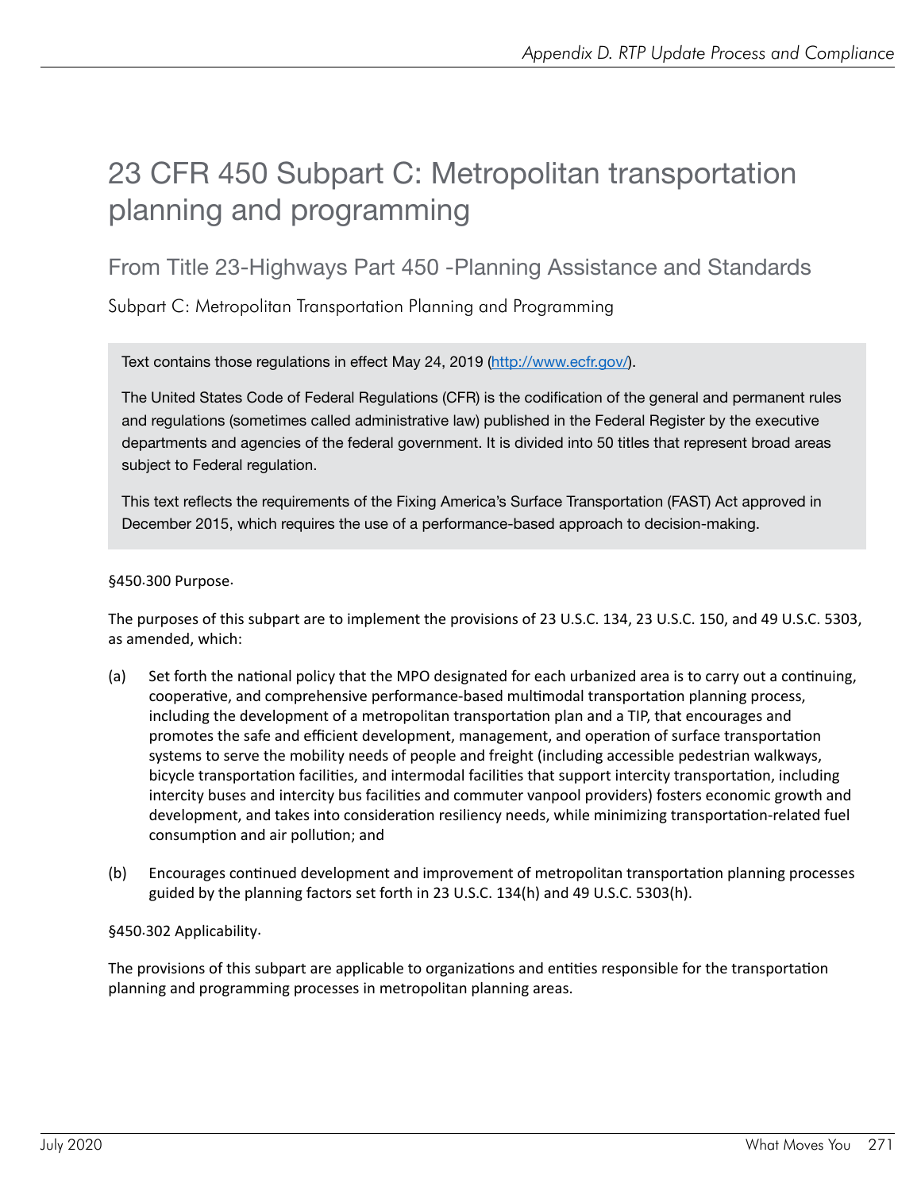# 23 CFR 450 Subpart C: Metropolitan transportation planning and programming

## From Title 23-Highways Part 450 -Planning Assistance and Standards

### Subpart C: Metropolitan Transportation Planning and Programming

Text contains those regulations in effect May 24, 2019 (http://www.ecfr.gov/).

The United States Code of Federal Regulations (CFR) is the codification of the general and permanent rules and regulations (sometimes called administrative law) published in the Federal Register by the executive departments and agencies of the federal government. It is divided into 50 titles that represent broad areas subject to Federal regulation.

This text reflects the requirements of the Fixing America's Surface Transportation (FAST) Act approved in December 2015, which requires the use of a performance-based approach to decision-making.

§450.300 Purpose.

The purposes of this subpart are to implement the provisions of 23 U.S.C. 134, 23 U.S.C. 150, and 49 U.S.C. 5303, as amended, which:

(a) Set forth the national policy that the MPO designated for each urbanized area is to carry out a continuing, cooperative, and comprehensive performance-based multimodal transportation planning process, including the development of a metropolitan transportation plan and a TIP, that encourages and promotes the safe and efficient development, management, and operation of surface transportation systems to serve the mobility needs of people and freight (including accessible pedestrian walkways, bicycle transportation facilities, and intermodal facilities that support intercity transportation, including intercity buses and intercity bus facilities and commuter vanpool providers) fosters economic growth and development, and takes into consideration resiliency needs, while minimizing transportation-related fuel consumption and air pollution; and

(b) Encourages continued development and improvement of metropolitan transportation planning processes guided by the planning factors set forth in 23 U.S.C. 134(h) and 49 U.S.C. 5303(h).

§450.302 Applicability.

The provisions of this subpart are applicable to organizations and entities responsible for the transportation planning and programming processes in metropolitan planning areas.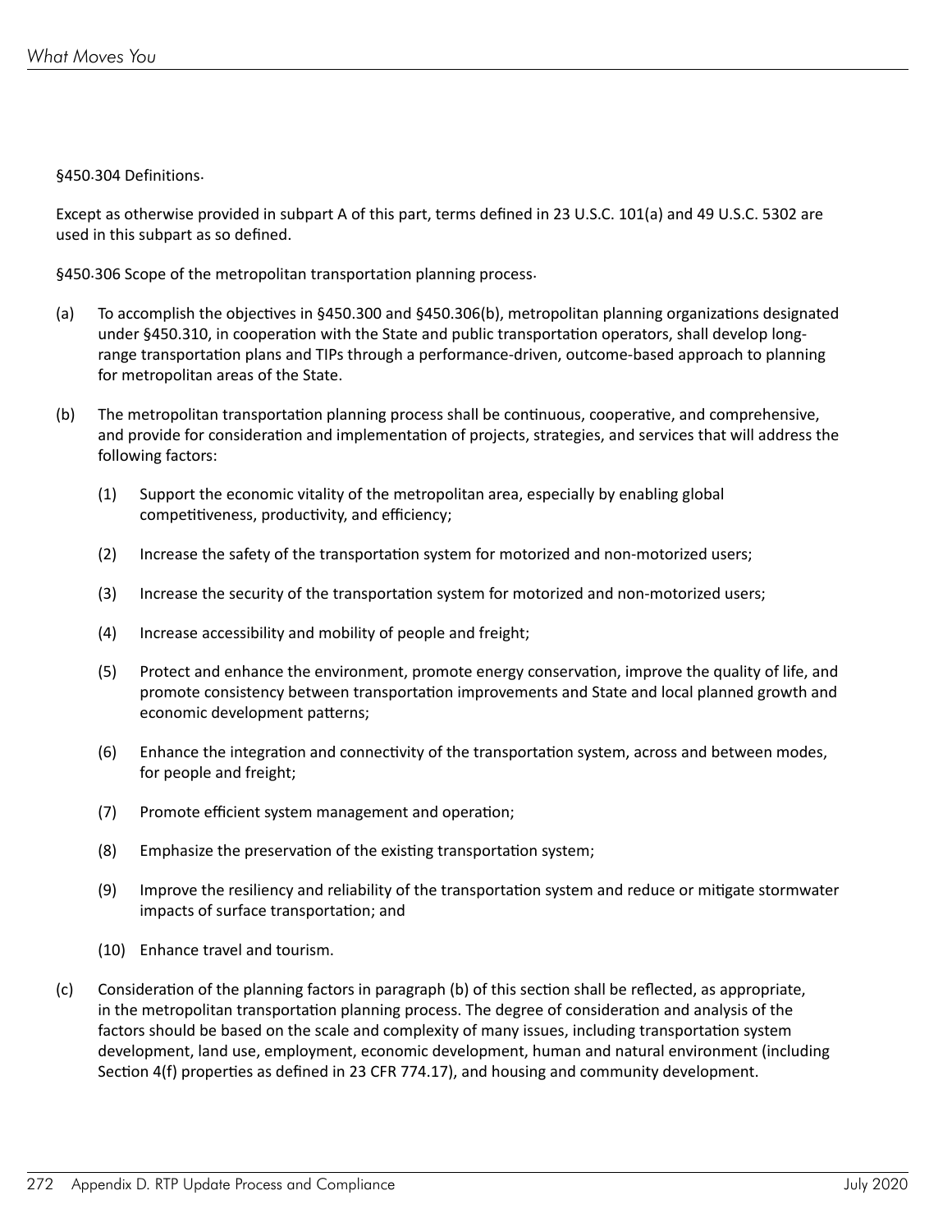§450.304 Definitions.

Except as otherwise provided in subpart A of this part, terms defined in 23 U.S.C. 101(a) and 49 U.S.C. 5302 are used in this subpart as so defined.

§450.306 Scope of the metropolitan transportation planning process.

(a) To accomplish the objectives in §450.300 and §450.306(b), metropolitan planning organizations designated under §450.310, in cooperation with the State and public transportation operators, shall develop long-range transportation plans and TIPs through a performance-driven, outcome-based approach to planning for metropolitan areas of the State.

(b) The metropolitan transportation planning process shall be continuous, cooperative, and comprehensive, and provide for consideration and implementation of projects, strategies, and services that will address the following factors:

  (1) Support the economic vitality of the metropolitan area, especially by enabling global competitiveness, productivity, and efficiency;

  (2) Increase the safety of the transportation system for motorized and non-motorized users;

  (3) Increase the security of the transportation system for motorized and non-motorized users;

  (4) Increase accessibility and mobility of people and freight;

  (5) Protect and enhance the environment, promote energy conservation, improve the quality of life, and promote consistency between transportation improvements and State and local planned growth and economic development patterns;

  (6) Enhance the integration and connectivity of the transportation system, across and between modes, for people and freight;

  (7) Promote efficient system management and operation;

  (8) Emphasize the preservation of the existing transportation system;

  (9) Improve the resiliency and reliability of the transportation system and reduce or mitigate stormwater impacts of surface transportation; and

  (10) Enhance travel and tourism.

(c) Consideration of the planning factors in paragraph (b) of this section shall be reflected, as appropriate, in the metropolitan transportation planning process. The degree of consideration and analysis of the factors should be based on the scale and complexity of many issues, including transportation system development, land use, employment, economic development, human and natural environment (including Section 4(f) properties as defined in 23 CFR 774.17), and housing and community development.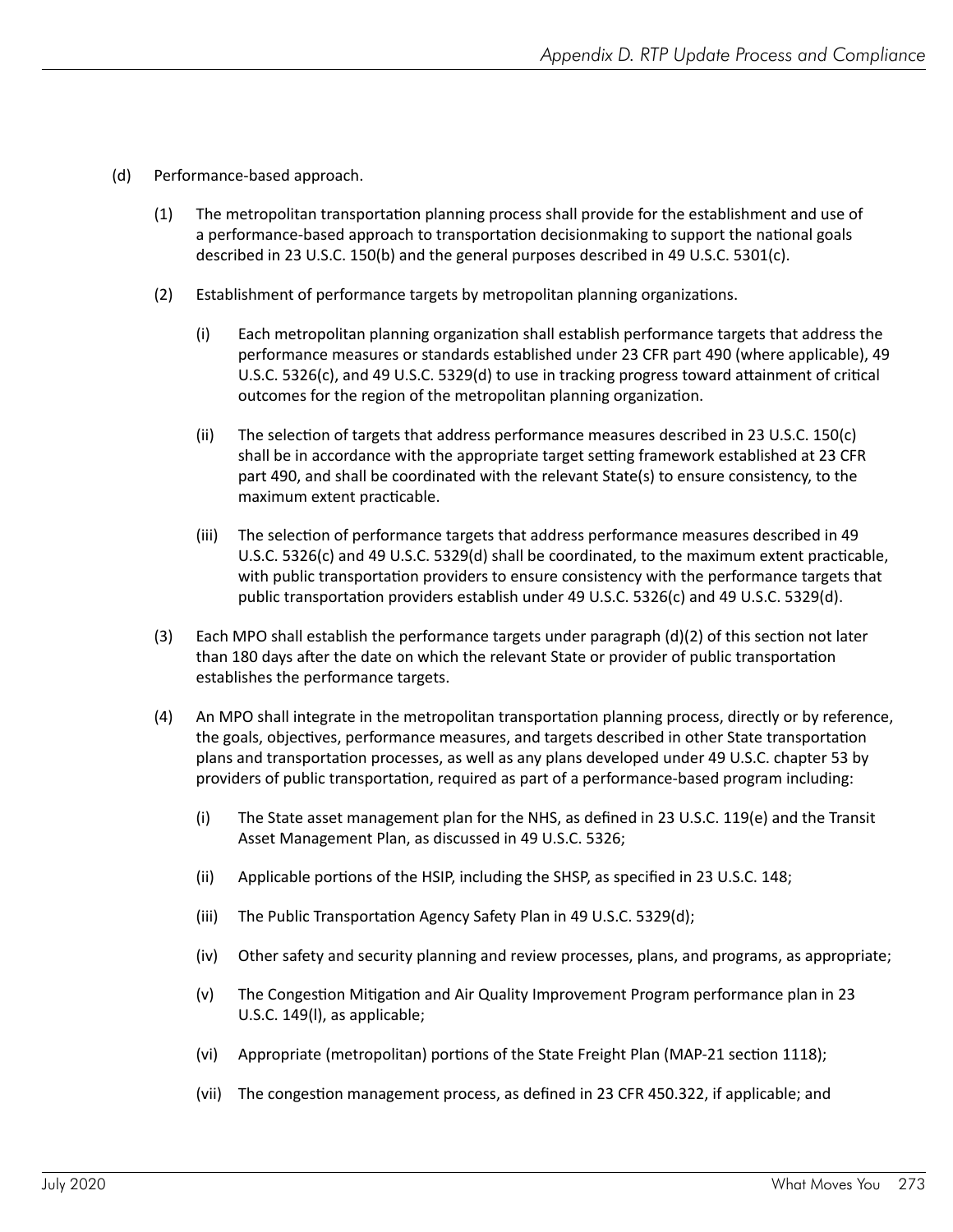(d) Performance-based approach.

(1) The metropolitan transportation planning process shall provide for the establishment and use of a performance-based approach to transportation decisionmaking to support the national goals described in 23 U.S.C. 150(b) and the general purposes described in 49 U.S.C. 5301(c).

(2) Establishment of performance targets by metropolitan planning organizations.

(i) Each metropolitan planning organization shall establish performance targets that address the performance measures or standards established under 23 CFR part 490 (where applicable), 49 U.S.C. 5326(c), and 49 U.S.C. 5329(d) to use in tracking progress toward attainment of critical outcomes for the region of the metropolitan planning organization.

(ii) The selection of targets that address performance measures described in 23 U.S.C. 150(c) shall be in accordance with the appropriate target setting framework established at 23 CFR part 490, and shall be coordinated with the relevant State(s) to ensure consistency, to the maximum extent practicable.

(iii) The selection of performance targets that address performance measures described in 49 U.S.C. 5326(c) and 49 U.S.C. 5329(d) shall be coordinated, to the maximum extent practicable, with public transportation providers to ensure consistency with the performance targets that public transportation providers establish under 49 U.S.C. 5326(c) and 49 U.S.C. 5329(d).

(3) Each MPO shall establish the performance targets under paragraph (d)(2) of this section not later than 180 days after the date on which the relevant State or provider of public transportation establishes the performance targets.

(4) An MPO shall integrate in the metropolitan transportation planning process, directly or by reference, the goals, objectives, performance measures, and targets described in other State transportation plans and transportation processes, as well as any plans developed under 49 U.S.C. chapter 53 by providers of public transportation, required as part of a performance-based program including:

(i) The State asset management plan for the NHS, as defined in 23 U.S.C. 119(e) and the Transit Asset Management Plan, as discussed in 49 U.S.C. 5326;

(ii) Applicable portions of the HSIP, including the SHSP, as specified in 23 U.S.C. 148;

(iii) The Public Transportation Agency Safety Plan in 49 U.S.C. 5329(d);

(iv) Other safety and security planning and review processes, plans, and programs, as appropriate;

(v) The Congestion Mitigation and Air Quality Improvement Program performance plan in 23 U.S.C. 149(l), as applicable;

(vi) Appropriate (metropolitan) portions of the State Freight Plan (MAP-21 section 1118);

(vii) The congestion management process, as defined in 23 CFR 450.322, if applicable; and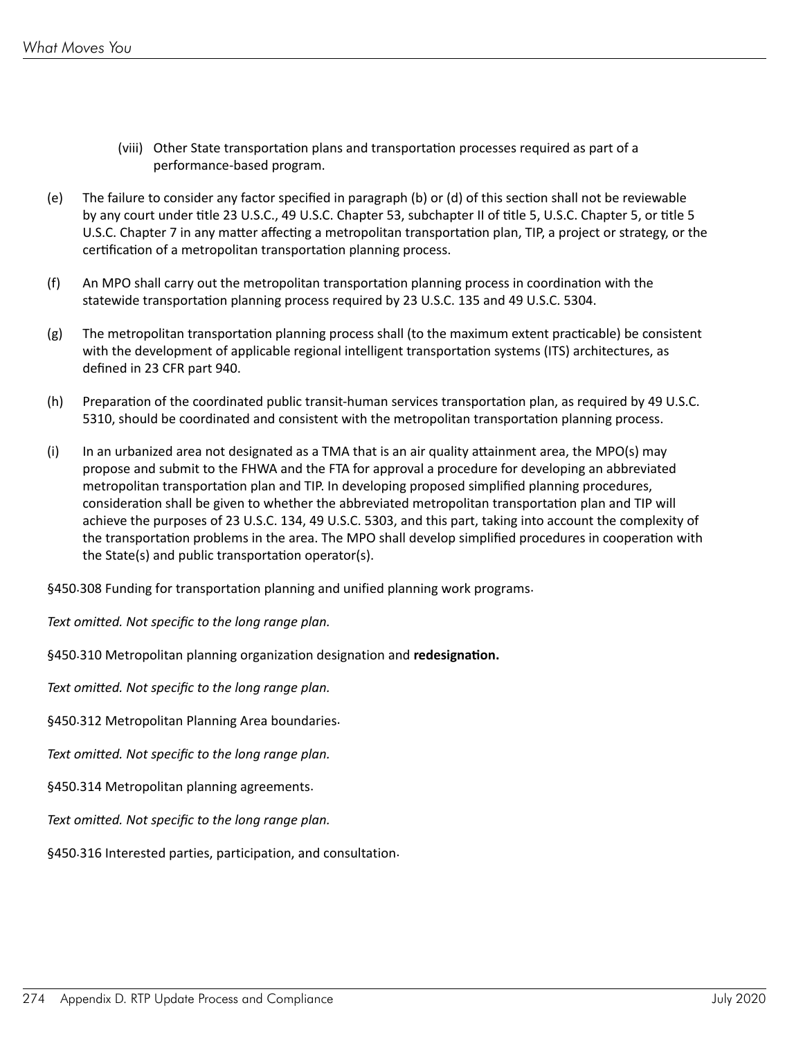(viii) Other State transportation plans and transportation processes required as part of a performance-based program.

(e) The failure to consider any factor specified in paragraph (b) or (d) of this section shall not be reviewable by any court under title 23 U.S.C., 49 U.S.C. Chapter 53, subchapter II of title 5, U.S.C. Chapter 5, or title 5 U.S.C. Chapter 7 in any matter affecting a metropolitan transportation plan, TIP, a project or strategy, or the certification of a metropolitan transportation planning process.

(f) An MPO shall carry out the metropolitan transportation planning process in coordination with the statewide transportation planning process required by 23 U.S.C. 135 and 49 U.S.C. 5304.

(g) The metropolitan transportation planning process shall (to the maximum extent practicable) be consistent with the development of applicable regional intelligent transportation systems (ITS) architectures, as defined in 23 CFR part 940.

(h) Preparation of the coordinated public transit-human services transportation plan, as required by 49 U.S.C. 5310, should be coordinated and consistent with the metropolitan transportation planning process.

(i) In an urbanized area not designated as a TMA that is an air quality attainment area, the MPO(s) may propose and submit to the FHWA and the FTA for approval a procedure for developing an abbreviated metropolitan transportation plan and TIP. In developing proposed simplified planning procedures, consideration shall be given to whether the abbreviated metropolitan transportation plan and TIP will achieve the purposes of 23 U.S.C. 134, 49 U.S.C. 5303, and this part, taking into account the complexity of the transportation problems in the area. The MPO shall develop simplified procedures in cooperation with the State(s) and public transportation operator(s).

§450.308 Funding for transportation planning and unified planning work programs.

*Text omitted. Not specific to the long range plan.*

§450.310 Metropolitan planning organization designation and **redesignation.**

*Text omitted. Not specific to the long range plan.*

§450.312 Metropolitan Planning Area boundaries.

*Text omitted. Not specific to the long range plan.*

§450.314 Metropolitan planning agreements.

*Text omitted. Not specific to the long range plan.*

§450.316 Interested parties, participation, and consultation.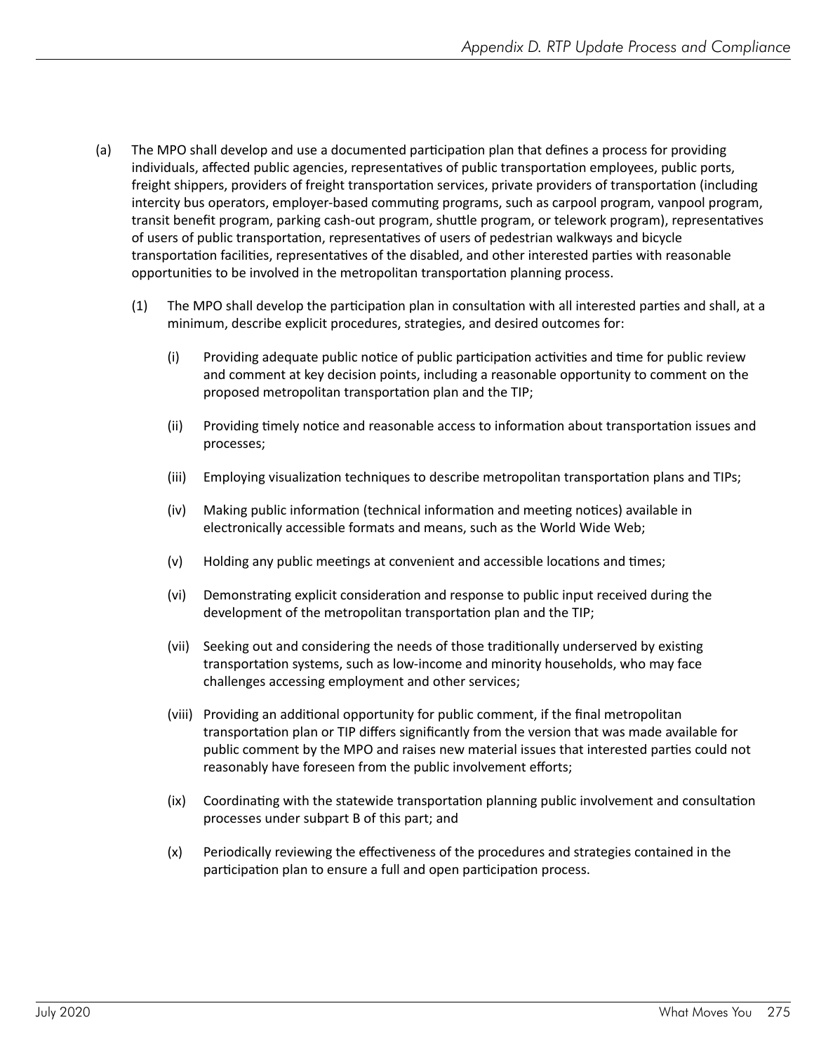(a) The MPO shall develop and use a documented participation plan that defines a process for providing individuals, affected public agencies, representatives of public transportation employees, public ports, freight shippers, providers of freight transportation services, private providers of transportation (including intercity bus operators, employer-based commuting programs, such as carpool program, vanpool program, transit benefit program, parking cash-out program, shuttle program, or telework program), representatives of users of public transportation, representatives of users of pedestrian walkways and bicycle transportation facilities, representatives of the disabled, and other interested parties with reasonable opportunities to be involved in the metropolitan transportation planning process.

(1) The MPO shall develop the participation plan in consultation with all interested parties and shall, at a minimum, describe explicit procedures, strategies, and desired outcomes for:

(i) Providing adequate public notice of public participation activities and time for public review and comment at key decision points, including a reasonable opportunity to comment on the proposed metropolitan transportation plan and the TIP;

(ii) Providing timely notice and reasonable access to information about transportation issues and processes;

(iii) Employing visualization techniques to describe metropolitan transportation plans and TIPs;

(iv) Making public information (technical information and meeting notices) available in electronically accessible formats and means, such as the World Wide Web;

(v) Holding any public meetings at convenient and accessible locations and times;

(vi) Demonstrating explicit consideration and response to public input received during the development of the metropolitan transportation plan and the TIP;

(vii) Seeking out and considering the needs of those traditionally underserved by existing transportation systems, such as low-income and minority households, who may face challenges accessing employment and other services;

(viii) Providing an additional opportunity for public comment, if the final metropolitan transportation plan or TIP differs significantly from the version that was made available for public comment by the MPO and raises new material issues that interested parties could not reasonably have foreseen from the public involvement efforts;

(ix) Coordinating with the statewide transportation planning public involvement and consultation processes under subpart B of this part; and

(x) Periodically reviewing the effectiveness of the procedures and strategies contained in the participation plan to ensure a full and open participation process.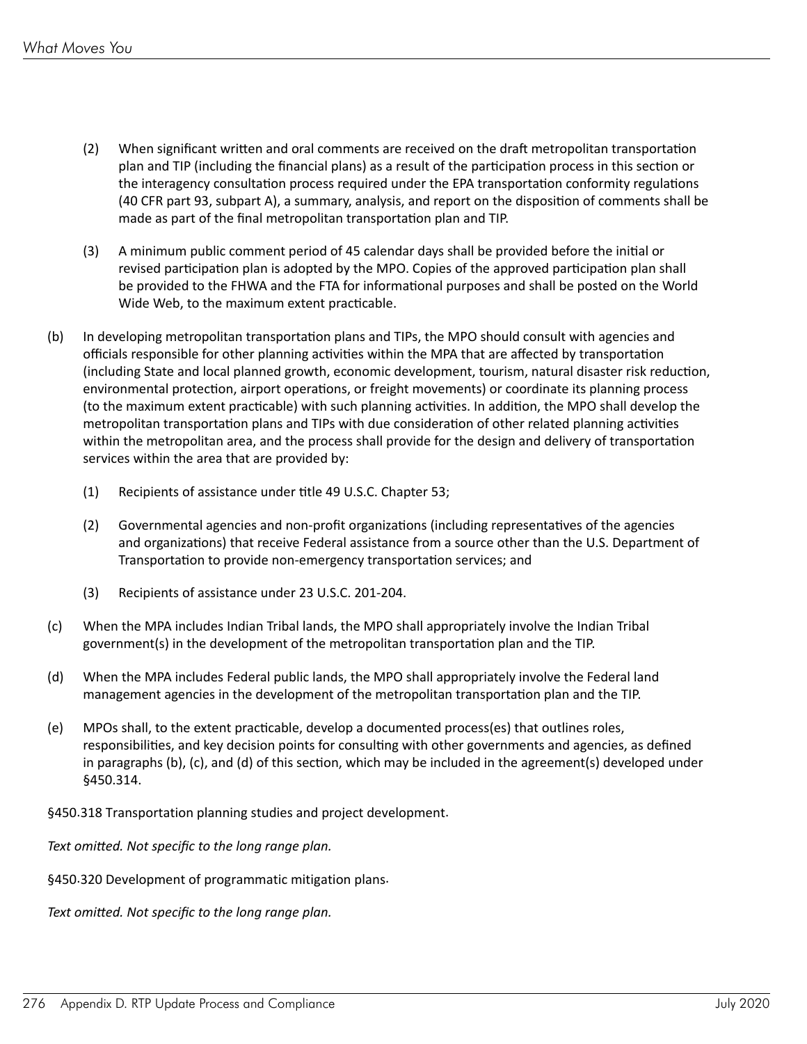(2) When significant written and oral comments are received on the draft metropolitan transportation plan and TIP (including the financial plans) as a result of the participation process in this section or the interagency consultation process required under the EPA transportation conformity regulations (40 CFR part 93, subpart A), a summary, analysis, and report on the disposition of comments shall be made as part of the final metropolitan transportation plan and TIP.

(3) A minimum public comment period of 45 calendar days shall be provided before the initial or revised participation plan is adopted by the MPO. Copies of the approved participation plan shall be provided to the FHWA and the FTA for informational purposes and shall be posted on the World Wide Web, to the maximum extent practicable.

(b) In developing metropolitan transportation plans and TIPs, the MPO should consult with agencies and officials responsible for other planning activities within the MPA that are affected by transportation (including State and local planned growth, economic development, tourism, natural disaster risk reduction, environmental protection, airport operations, or freight movements) or coordinate its planning process (to the maximum extent practicable) with such planning activities. In addition, the MPO shall develop the metropolitan transportation plans and TIPs with due consideration of other related planning activities within the metropolitan area, and the process shall provide for the design and delivery of transportation services within the area that are provided by:

(1) Recipients of assistance under title 49 U.S.C. Chapter 53;

(2) Governmental agencies and non-profit organizations (including representatives of the agencies and organizations) that receive Federal assistance from a source other than the U.S. Department of Transportation to provide non-emergency transportation services; and

(3) Recipients of assistance under 23 U.S.C. 201-204.

(c) When the MPA includes Indian Tribal lands, the MPO shall appropriately involve the Indian Tribal government(s) in the development of the metropolitan transportation plan and the TIP.

(d) When the MPA includes Federal public lands, the MPO shall appropriately involve the Federal land management agencies in the development of the metropolitan transportation plan and the TIP.

(e) MPOs shall, to the extent practicable, develop a documented process(es) that outlines roles, responsibilities, and key decision points for consulting with other governments and agencies, as defined in paragraphs (b), (c), and (d) of this section, which may be included in the agreement(s) developed under §450.314.

§450.318 Transportation planning studies and project development.

*Text omitted. Not specific to the long range plan.*

§450.320 Development of programmatic mitigation plans.

*Text omitted. Not specific to the long range plan.*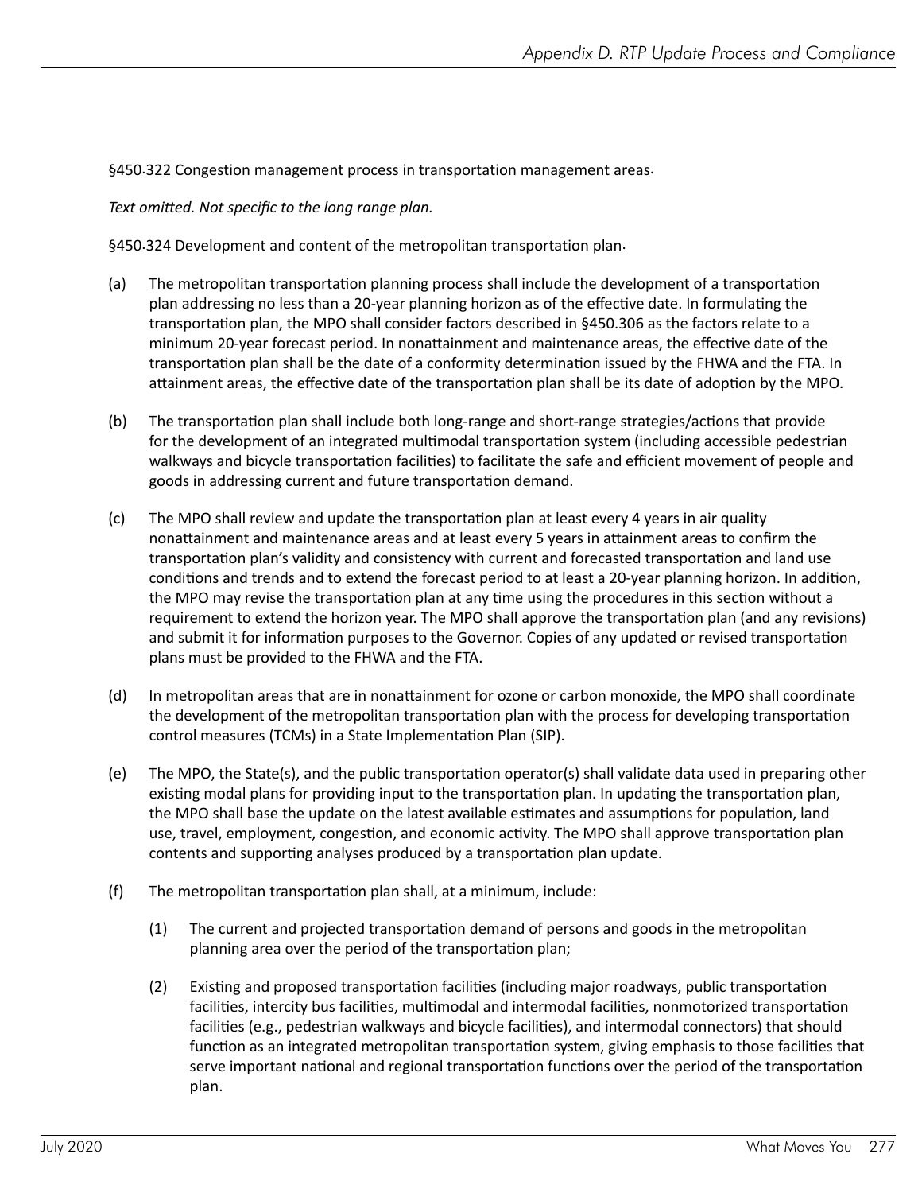§450.322 Congestion management process in transportation management areas.

*Text omitted. Not specific to the long range plan.*

§450.324 Development and content of the metropolitan transportation plan.

(a) The metropolitan transportation planning process shall include the development of a transportation plan addressing no less than a 20-year planning horizon as of the effective date. In formulating the transportation plan, the MPO shall consider factors described in §450.306 as the factors relate to a minimum 20-year forecast period. In nonattainment and maintenance areas, the effective date of the transportation plan shall be the date of a conformity determination issued by the FHWA and the FTA. In attainment areas, the effective date of the transportation plan shall be its date of adoption by the MPO.

(b) The transportation plan shall include both long-range and short-range strategies/actions that provide for the development of an integrated multimodal transportation system (including accessible pedestrian walkways and bicycle transportation facilities) to facilitate the safe and efficient movement of people and goods in addressing current and future transportation demand.

(c) The MPO shall review and update the transportation plan at least every 4 years in air quality nonattainment and maintenance areas and at least every 5 years in attainment areas to confirm the transportation plan's validity and consistency with current and forecasted transportation and land use conditions and trends and to extend the forecast period to at least a 20-year planning horizon. In addition, the MPO may revise the transportation plan at any time using the procedures in this section without a requirement to extend the horizon year. The MPO shall approve the transportation plan (and any revisions) and submit it for information purposes to the Governor. Copies of any updated or revised transportation plans must be provided to the FHWA and the FTA.

(d) In metropolitan areas that are in nonattainment for ozone or carbon monoxide, the MPO shall coordinate the development of the metropolitan transportation plan with the process for developing transportation control measures (TCMs) in a State Implementation Plan (SIP).

(e) The MPO, the State(s), and the public transportation operator(s) shall validate data used in preparing other existing modal plans for providing input to the transportation plan. In updating the transportation plan, the MPO shall base the update on the latest available estimates and assumptions for population, land use, travel, employment, congestion, and economic activity. The MPO shall approve transportation plan contents and supporting analyses produced by a transportation plan update.

(f) The metropolitan transportation plan shall, at a minimum, include:

  (1) The current and projected transportation demand of persons and goods in the metropolitan planning area over the period of the transportation plan;

  (2) Existing and proposed transportation facilities (including major roadways, public transportation facilities, intercity bus facilities, multimodal and intermodal facilities, nonmotorized transportation facilities (e.g., pedestrian walkways and bicycle facilities), and intermodal connectors) that should function as an integrated metropolitan transportation system, giving emphasis to those facilities that serve important national and regional transportation functions over the period of the transportation plan.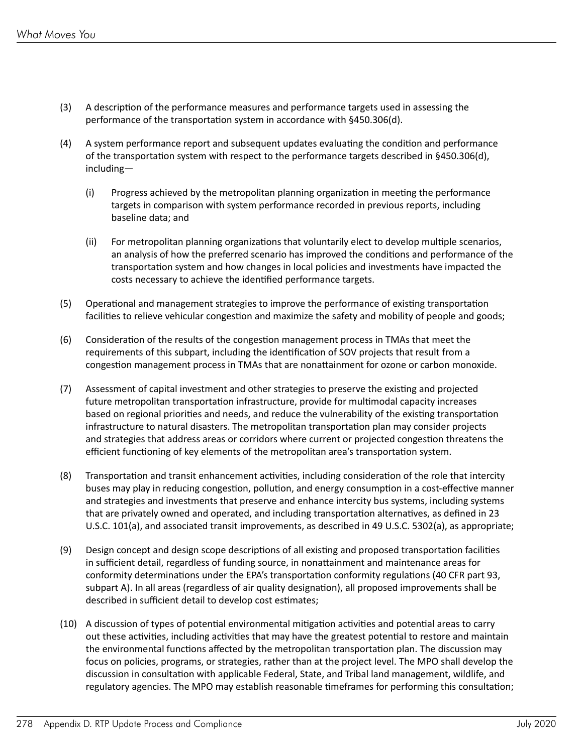(3) A description of the performance measures and performance targets used in assessing the performance of the transportation system in accordance with §450.306(d).

(4) A system performance report and subsequent updates evaluating the condition and performance of the transportation system with respect to the performance targets described in §450.306(d), including—

    (i) Progress achieved by the metropolitan planning organization in meeting the performance targets in comparison with system performance recorded in previous reports, including baseline data; and

    (ii) For metropolitan planning organizations that voluntarily elect to develop multiple scenarios, an analysis of how the preferred scenario has improved the conditions and performance of the transportation system and how changes in local policies and investments have impacted the costs necessary to achieve the identified performance targets.

(5) Operational and management strategies to improve the performance of existing transportation facilities to relieve vehicular congestion and maximize the safety and mobility of people and goods;

(6) Consideration of the results of the congestion management process in TMAs that meet the requirements of this subpart, including the identification of SOV projects that result from a congestion management process in TMAs that are nonattainment for ozone or carbon monoxide.

(7) Assessment of capital investment and other strategies to preserve the existing and projected future metropolitan transportation infrastructure, provide for multimodal capacity increases based on regional priorities and needs, and reduce the vulnerability of the existing transportation infrastructure to natural disasters. The metropolitan transportation plan may consider projects and strategies that address areas or corridors where current or projected congestion threatens the efficient functioning of key elements of the metropolitan area's transportation system.

(8) Transportation and transit enhancement activities, including consideration of the role that intercity buses may play in reducing congestion, pollution, and energy consumption in a cost-effective manner and strategies and investments that preserve and enhance intercity bus systems, including systems that are privately owned and operated, and including transportation alternatives, as defined in 23 U.S.C. 101(a), and associated transit improvements, as described in 49 U.S.C. 5302(a), as appropriate;

(9) Design concept and design scope descriptions of all existing and proposed transportation facilities in sufficient detail, regardless of funding source, in nonattainment and maintenance areas for conformity determinations under the EPA's transportation conformity regulations (40 CFR part 93, subpart A). In all areas (regardless of air quality designation), all proposed improvements shall be described in sufficient detail to develop cost estimates;

(10) A discussion of types of potential environmental mitigation activities and potential areas to carry out these activities, including activities that may have the greatest potential to restore and maintain the environmental functions affected by the metropolitan transportation plan. The discussion may focus on policies, programs, or strategies, rather than at the project level. The MPO shall develop the discussion in consultation with applicable Federal, State, and Tribal land management, wildlife, and regulatory agencies. The MPO may establish reasonable timeframes for performing this consultation;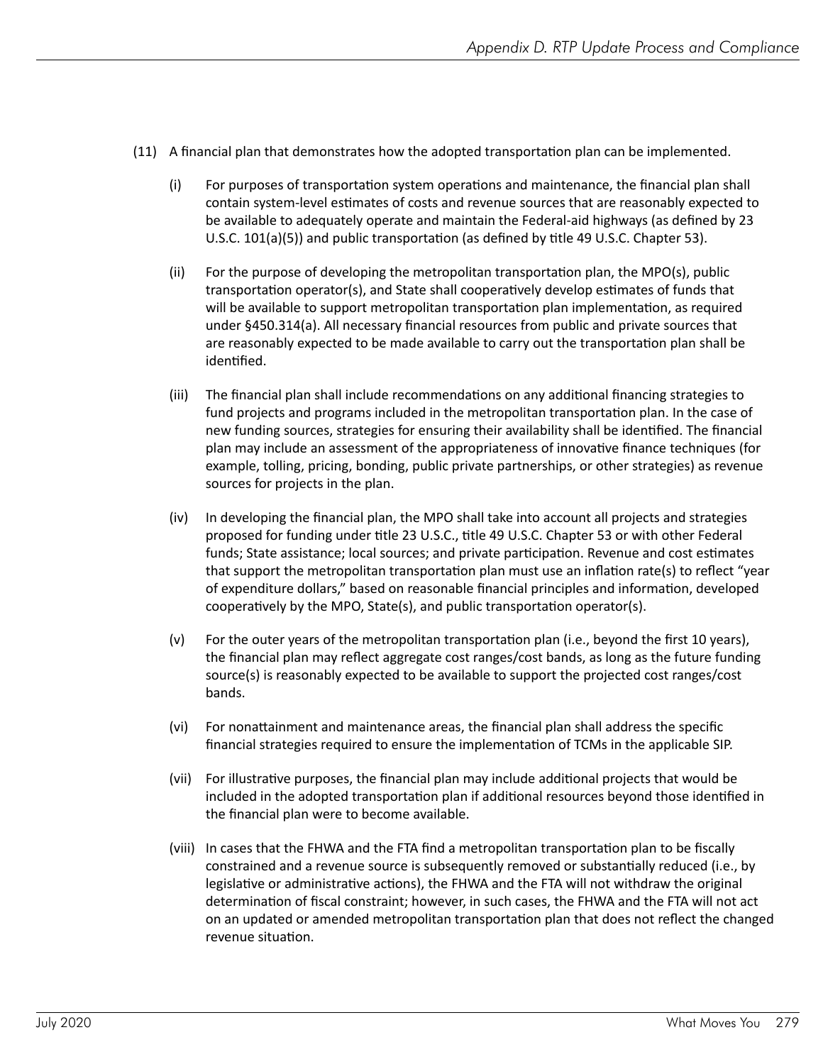(11) A financial plan that demonstrates how the adopted transportation plan can be implemented.

   (i) For purposes of transportation system operations and maintenance, the financial plan shall contain system-level estimates of costs and revenue sources that are reasonably expected to be available to adequately operate and maintain the Federal-aid highways (as defined by 23 U.S.C. 101(a)(5)) and public transportation (as defined by title 49 U.S.C. Chapter 53).

   (ii) For the purpose of developing the metropolitan transportation plan, the MPO(s), public transportation operator(s), and State shall cooperatively develop estimates of funds that will be available to support metropolitan transportation plan implementation, as required under §450.314(a). All necessary financial resources from public and private sources that are reasonably expected to be made available to carry out the transportation plan shall be identified.

   (iii) The financial plan shall include recommendations on any additional financing strategies to fund projects and programs included in the metropolitan transportation plan. In the case of new funding sources, strategies for ensuring their availability shall be identified. The financial plan may include an assessment of the appropriateness of innovative finance techniques (for example, tolling, pricing, bonding, public private partnerships, or other strategies) as revenue sources for projects in the plan.

   (iv) In developing the financial plan, the MPO shall take into account all projects and strategies proposed for funding under title 23 U.S.C., title 49 U.S.C. Chapter 53 or with other Federal funds; State assistance; local sources; and private participation. Revenue and cost estimates that support the metropolitan transportation plan must use an inflation rate(s) to reflect "year of expenditure dollars," based on reasonable financial principles and information, developed cooperatively by the MPO, State(s), and public transportation operator(s).

   (v) For the outer years of the metropolitan transportation plan (i.e., beyond the first 10 years), the financial plan may reflect aggregate cost ranges/cost bands, as long as the future funding source(s) is reasonably expected to be available to support the projected cost ranges/cost bands.

   (vi) For nonattainment and maintenance areas, the financial plan shall address the specific financial strategies required to ensure the implementation of TCMs in the applicable SIP.

   (vii) For illustrative purposes, the financial plan may include additional projects that would be included in the adopted transportation plan if additional resources beyond those identified in the financial plan were to become available.

   (viii) In cases that the FHWA and the FTA find a metropolitan transportation plan to be fiscally constrained and a revenue source is subsequently removed or substantially reduced (i.e., by legislative or administrative actions), the FHWA and the FTA will not withdraw the original determination of fiscal constraint; however, in such cases, the FHWA and the FTA will not act on an updated or amended metropolitan transportation plan that does not reflect the changed revenue situation.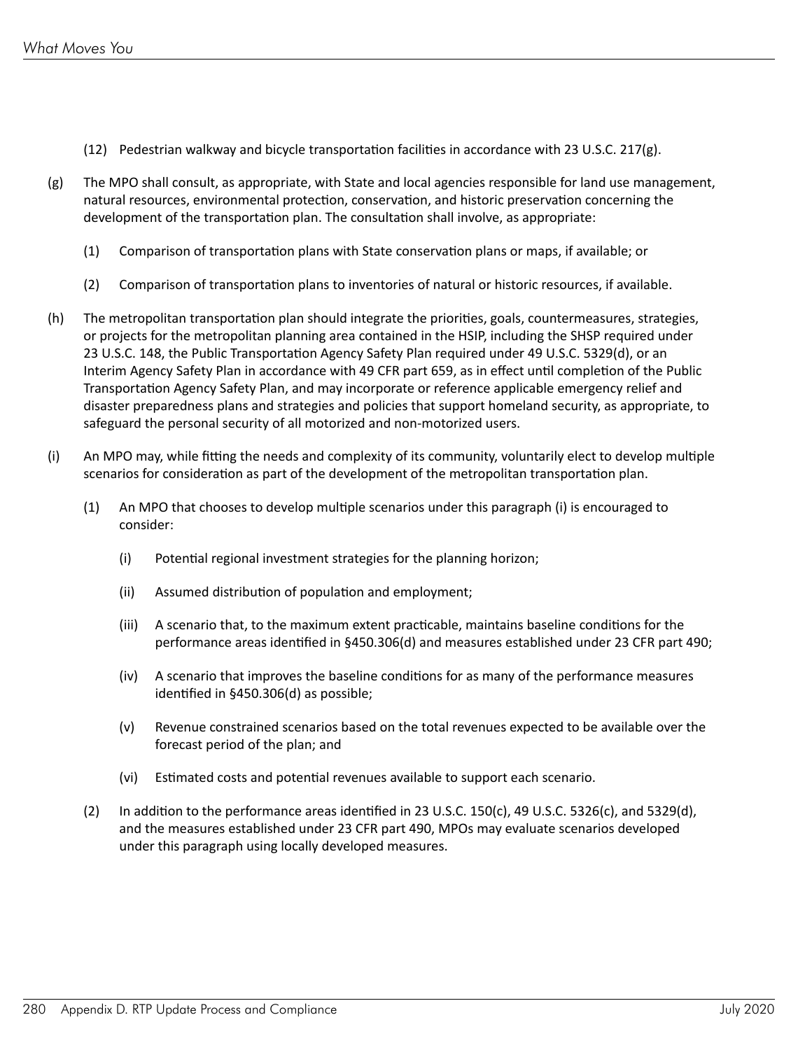(12) Pedestrian walkway and bicycle transportation facilities in accordance with 23 U.S.C. 217(g).

(g) The MPO shall consult, as appropriate, with State and local agencies responsible for land use management, natural resources, environmental protection, conservation, and historic preservation concerning the development of the transportation plan. The consultation shall involve, as appropriate:

(1) Comparison of transportation plans with State conservation plans or maps, if available; or

(2) Comparison of transportation plans to inventories of natural or historic resources, if available.

(h) The metropolitan transportation plan should integrate the priorities, goals, countermeasures, strategies, or projects for the metropolitan planning area contained in the HSIP, including the SHSP required under 23 U.S.C. 148, the Public Transportation Agency Safety Plan required under 49 U.S.C. 5329(d), or an Interim Agency Safety Plan in accordance with 49 CFR part 659, as in effect until completion of the Public Transportation Agency Safety Plan, and may incorporate or reference applicable emergency relief and disaster preparedness plans and strategies and policies that support homeland security, as appropriate, to safeguard the personal security of all motorized and non-motorized users.

(i) An MPO may, while fitting the needs and complexity of its community, voluntarily elect to develop multiple scenarios for consideration as part of the development of the metropolitan transportation plan.

(1) An MPO that chooses to develop multiple scenarios under this paragraph (i) is encouraged to consider:

(i) Potential regional investment strategies for the planning horizon;

(ii) Assumed distribution of population and employment;

(iii) A scenario that, to the maximum extent practicable, maintains baseline conditions for the performance areas identified in §450.306(d) and measures established under 23 CFR part 490;

(iv) A scenario that improves the baseline conditions for as many of the performance measures identified in §450.306(d) as possible;

(v) Revenue constrained scenarios based on the total revenues expected to be available over the forecast period of the plan; and

(vi) Estimated costs and potential revenues available to support each scenario.

(2) In addition to the performance areas identified in 23 U.S.C. 150(c), 49 U.S.C. 5326(c), and 5329(d), and the measures established under 23 CFR part 490, MPOs may evaluate scenarios developed under this paragraph using locally developed measures.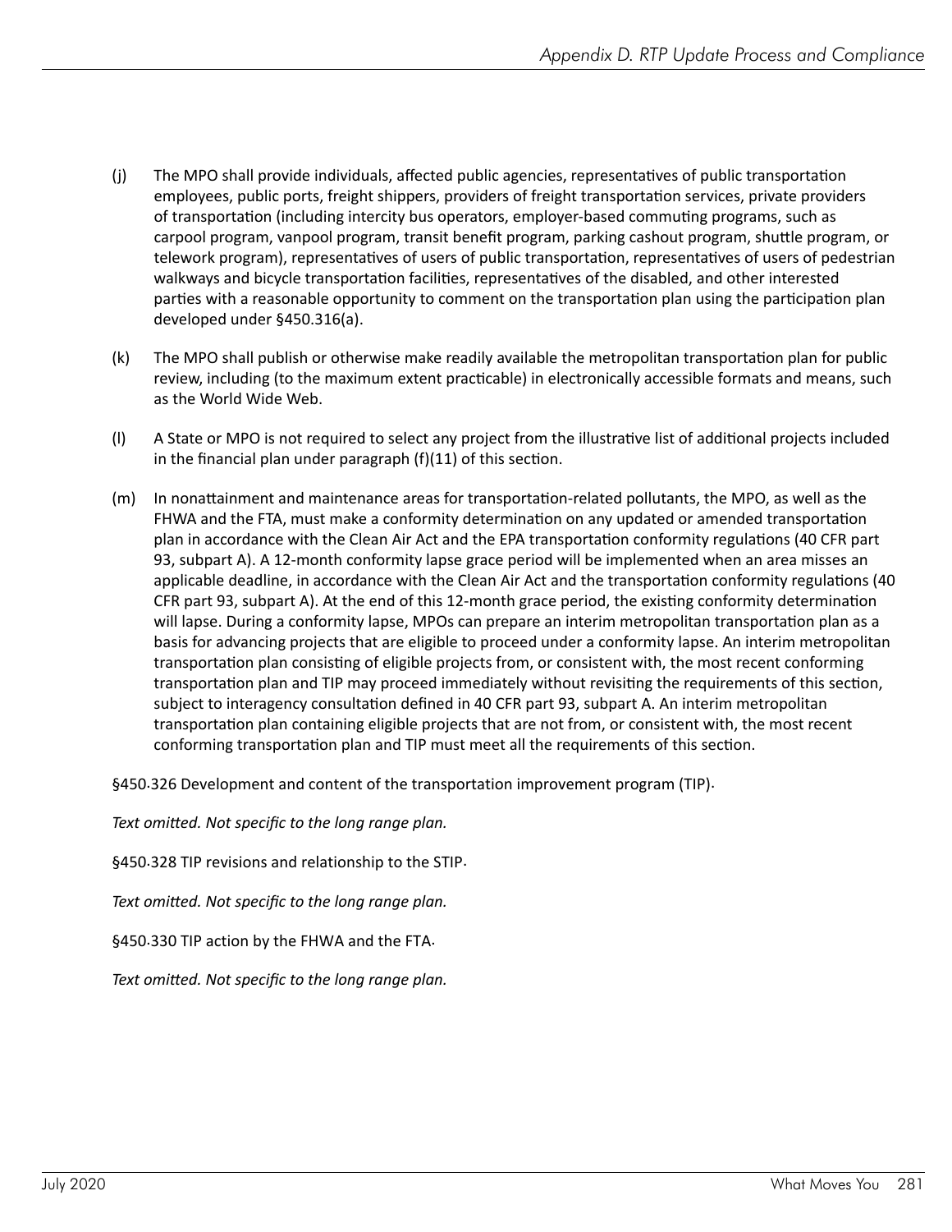(j) The MPO shall provide individuals, affected public agencies, representatives of public transportation employees, public ports, freight shippers, providers of freight transportation services, private providers of transportation (including intercity bus operators, employer-based commuting programs, such as carpool program, vanpool program, transit benefit program, parking cashout program, shuttle program, or telework program), representatives of users of public transportation, representatives of users of pedestrian walkways and bicycle transportation facilities, representatives of the disabled, and other interested parties with a reasonable opportunity to comment on the transportation plan using the participation plan developed under §450.316(a).

(k) The MPO shall publish or otherwise make readily available the metropolitan transportation plan for public review, including (to the maximum extent practicable) in electronically accessible formats and means, such as the World Wide Web.

(l) A State or MPO is not required to select any project from the illustrative list of additional projects included in the financial plan under paragraph (f)(11) of this section.

(m) In nonattainment and maintenance areas for transportation-related pollutants, the MPO, as well as the FHWA and the FTA, must make a conformity determination on any updated or amended transportation plan in accordance with the Clean Air Act and the EPA transportation conformity regulations (40 CFR part 93, subpart A). A 12-month conformity lapse grace period will be implemented when an area misses an applicable deadline, in accordance with the Clean Air Act and the transportation conformity regulations (40 CFR part 93, subpart A). At the end of this 12-month grace period, the existing conformity determination will lapse. During a conformity lapse, MPOs can prepare an interim metropolitan transportation plan as a basis for advancing projects that are eligible to proceed under a conformity lapse. An interim metropolitan transportation plan consisting of eligible projects from, or consistent with, the most recent conforming transportation plan and TIP may proceed immediately without revisiting the requirements of this section, subject to interagency consultation defined in 40 CFR part 93, subpart A. An interim metropolitan transportation plan containing eligible projects that are not from, or consistent with, the most recent conforming transportation plan and TIP must meet all the requirements of this section.

§450.326 Development and content of the transportation improvement program (TIP).

*Text omitted. Not specific to the long range plan.*

§450.328 TIP revisions and relationship to the STIP.

*Text omitted. Not specific to the long range plan.*

§450.330 TIP action by the FHWA and the FTA.

*Text omitted. Not specific to the long range plan.*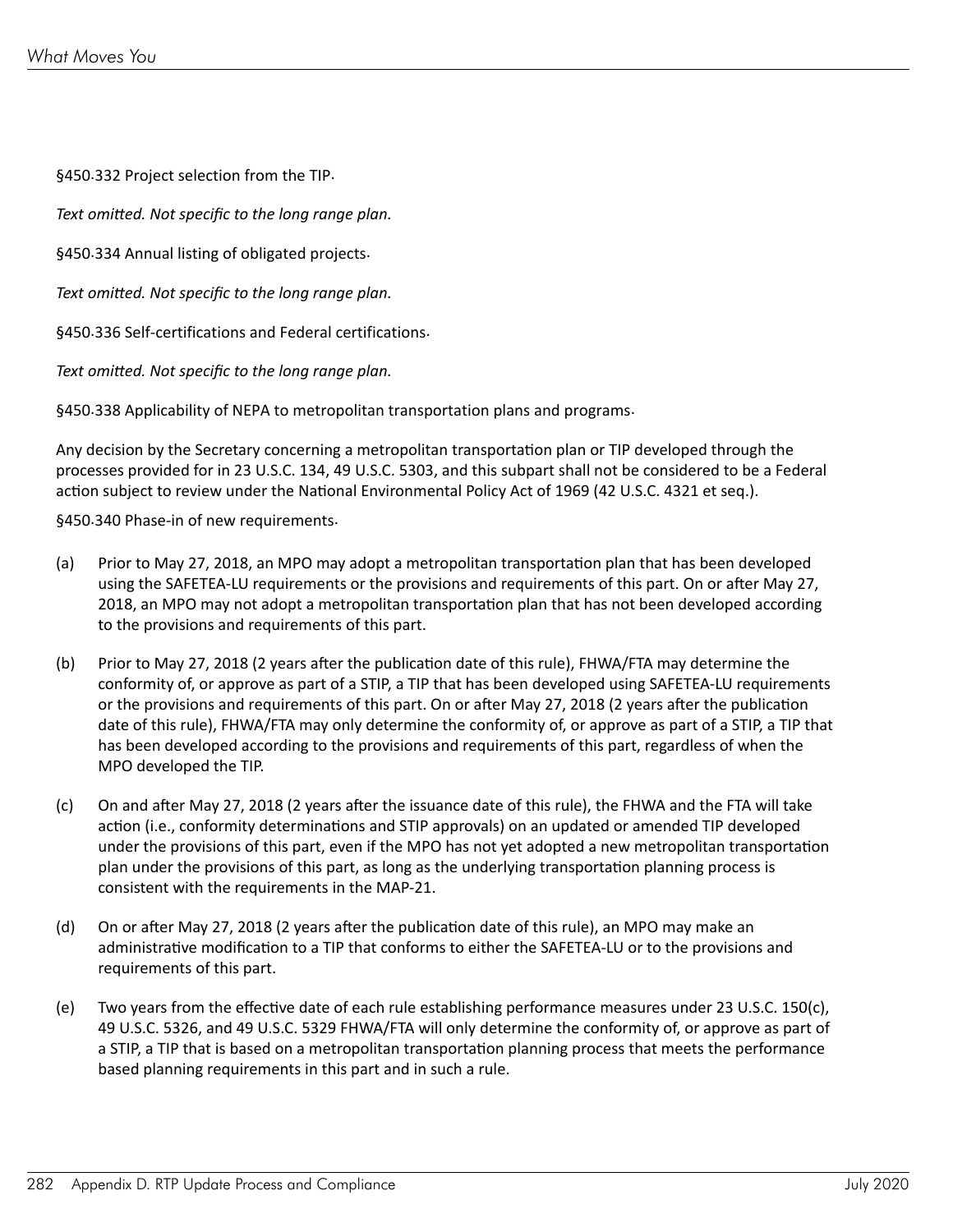§450.332 Project selection from the TIP.

*Text omitted. Not specific to the long range plan.*

§450.334 Annual listing of obligated projects.

*Text omitted. Not specific to the long range plan.*

§450.336 Self-certifications and Federal certifications.

*Text omitted. Not specific to the long range plan.*

§450.338 Applicability of NEPA to metropolitan transportation plans and programs.

Any decision by the Secretary concerning a metropolitan transportation plan or TIP developed through the processes provided for in 23 U.S.C. 134, 49 U.S.C. 5303, and this subpart shall not be considered to be a Federal action subject to review under the National Environmental Policy Act of 1969 (42 U.S.C. 4321 et seq.).

§450.340 Phase-in of new requirements.

(a) Prior to May 27, 2018, an MPO may adopt a metropolitan transportation plan that has been developed using the SAFETEA-LU requirements or the provisions and requirements of this part. On or after May 27, 2018, an MPO may not adopt a metropolitan transportation plan that has not been developed according to the provisions and requirements of this part.

(b) Prior to May 27, 2018 (2 years after the publication date of this rule), FHWA/FTA may determine the conformity of, or approve as part of a STIP, a TIP that has been developed using SAFETEA-LU requirements or the provisions and requirements of this part. On or after May 27, 2018 (2 years after the publication date of this rule), FHWA/FTA may only determine the conformity of, or approve as part of a STIP, a TIP that has been developed according to the provisions and requirements of this part, regardless of when the MPO developed the TIP.

(c) On and after May 27, 2018 (2 years after the issuance date of this rule), the FHWA and the FTA will take action (i.e., conformity determinations and STIP approvals) on an updated or amended TIP developed under the provisions of this part, even if the MPO has not yet adopted a new metropolitan transportation plan under the provisions of this part, as long as the underlying transportation planning process is consistent with the requirements in the MAP-21.

(d) On or after May 27, 2018 (2 years after the publication date of this rule), an MPO may make an administrative modification to a TIP that conforms to either the SAFETEA-LU or to the provisions and requirements of this part.

(e) Two years from the effective date of each rule establishing performance measures under 23 U.S.C. 150(c), 49 U.S.C. 5326, and 49 U.S.C. 5329 FHWA/FTA will only determine the conformity of, or approve as part of a STIP, a TIP that is based on a metropolitan transportation planning process that meets the performance based planning requirements in this part and in such a rule.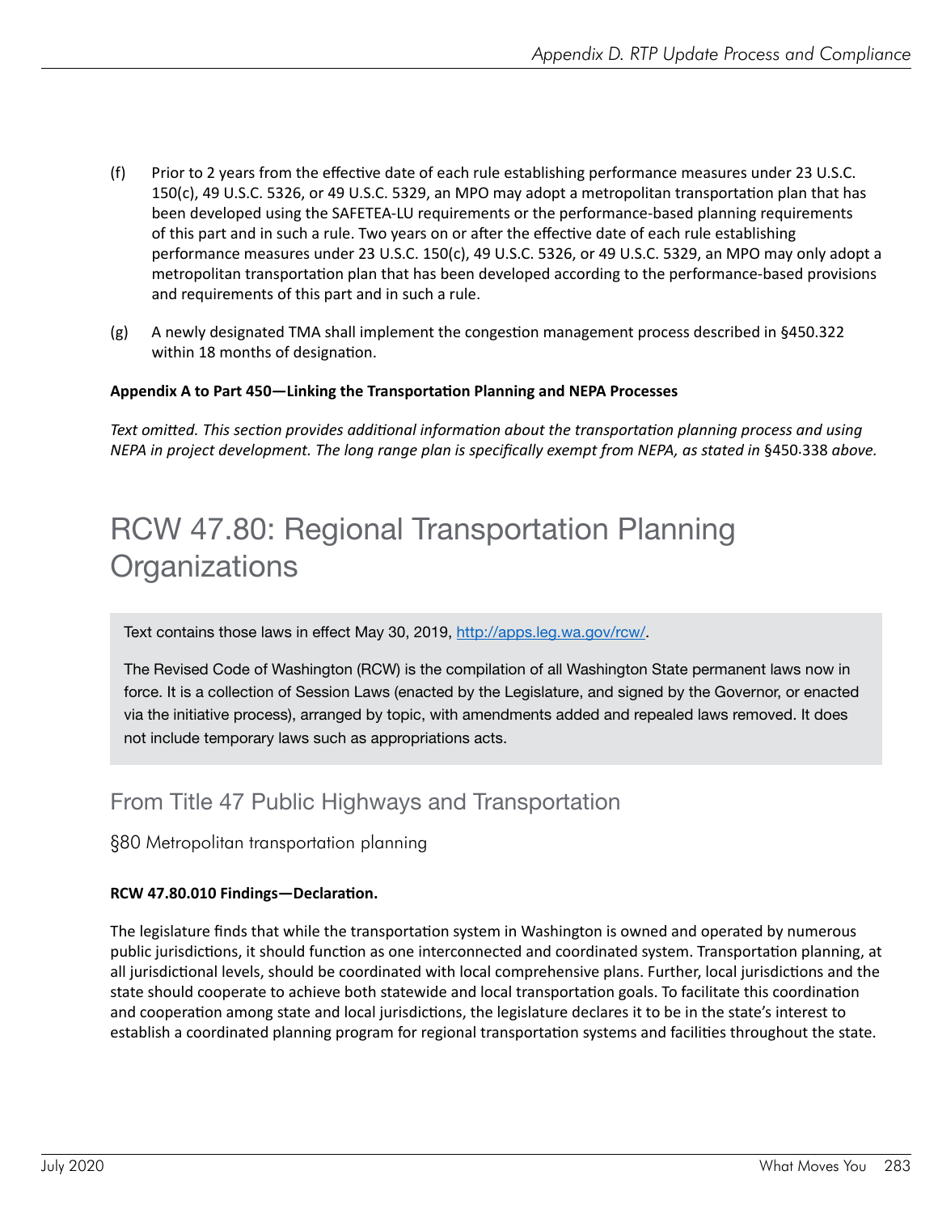(f) Prior to 2 years from the effective date of each rule establishing performance measures under 23 U.S.C. 150(c), 49 U.S.C. 5326, or 49 U.S.C. 5329, an MPO may adopt a metropolitan transportation plan that has been developed using the SAFETEA-LU requirements or the performance-based planning requirements of this part and in such a rule. Two years on or after the effective date of each rule establishing performance measures under 23 U.S.C. 150(c), 49 U.S.C. 5326, or 49 U.S.C. 5329, an MPO may only adopt a metropolitan transportation plan that has been developed according to the performance-based provisions and requirements of this part and in such a rule.

(g) A newly designated TMA shall implement the congestion management process described in §450.322 within 18 months of designation.

**Appendix A to Part 450—Linking the Transportation Planning and NEPA Processes**

*Text omitted. This section provides additional information about the transportation planning process and using NEPA in project development. The long range plan is specifically exempt from NEPA, as stated in* §450.338 *above.*

# RCW 47.80: Regional Transportation Planning Organizations

Text contains those laws in effect May 30, 2019, http://apps.leg.wa.gov/rcw/.

The Revised Code of Washington (RCW) is the compilation of all Washington State permanent laws now in force. It is a collection of Session Laws (enacted by the Legislature, and signed by the Governor, or enacted via the initiative process), arranged by topic, with amendments added and repealed laws removed. It does not include temporary laws such as appropriations acts.

## From Title 47 Public Highways and Transportation

### §80 Metropolitan transportation planning

**RCW 47.80.010 Findings—Declaration.**

The legislature finds that while the transportation system in Washington is owned and operated by numerous public jurisdictions, it should function as one interconnected and coordinated system. Transportation planning, at all jurisdictional levels, should be coordinated with local comprehensive plans. Further, local jurisdictions and the state should cooperate to achieve both statewide and local transportation goals. To facilitate this coordination and cooperation among state and local jurisdictions, the legislature declares it to be in the state's interest to establish a coordinated planning program for regional transportation systems and facilities throughout the state.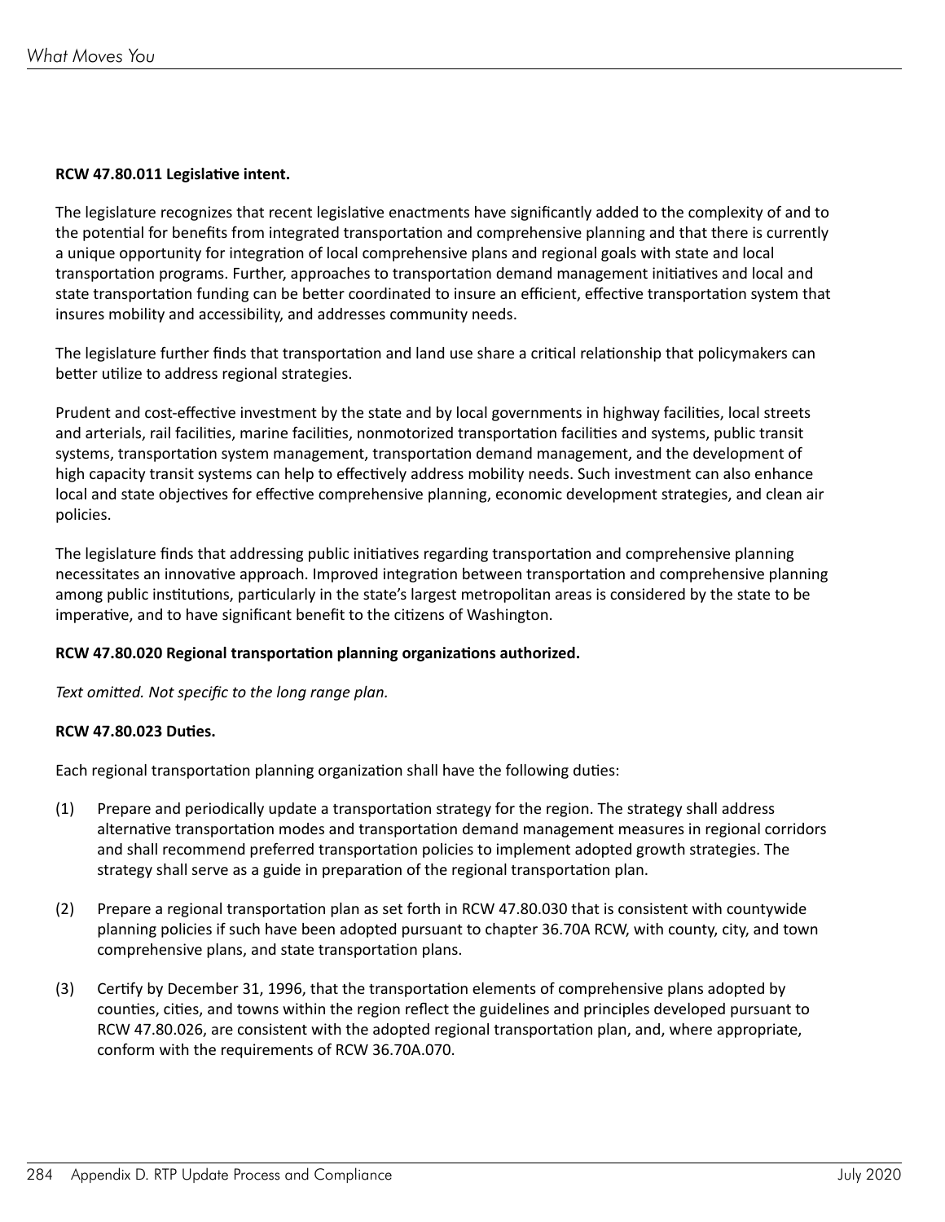**RCW 47.80.011 Legislative intent.**

The legislature recognizes that recent legislative enactments have significantly added to the complexity of and to the potential for benefits from integrated transportation and comprehensive planning and that there is currently a unique opportunity for integration of local comprehensive plans and regional goals with state and local transportation programs. Further, approaches to transportation demand management initiatives and local and state transportation funding can be better coordinated to insure an efficient, effective transportation system that insures mobility and accessibility, and addresses community needs.

The legislature further finds that transportation and land use share a critical relationship that policymakers can better utilize to address regional strategies.

Prudent and cost-effective investment by the state and by local governments in highway facilities, local streets and arterials, rail facilities, marine facilities, nonmotorized transportation facilities and systems, public transit systems, transportation system management, transportation demand management, and the development of high capacity transit systems can help to effectively address mobility needs. Such investment can also enhance local and state objectives for effective comprehensive planning, economic development strategies, and clean air policies.

The legislature finds that addressing public initiatives regarding transportation and comprehensive planning necessitates an innovative approach. Improved integration between transportation and comprehensive planning among public institutions, particularly in the state's largest metropolitan areas is considered by the state to be imperative, and to have significant benefit to the citizens of Washington.

**RCW 47.80.020 Regional transportation planning organizations authorized.**

*Text omitted. Not specific to the long range plan.*

**RCW 47.80.023 Duties.**

Each regional transportation planning organization shall have the following duties:

(1) Prepare and periodically update a transportation strategy for the region. The strategy shall address alternative transportation modes and transportation demand management measures in regional corridors and shall recommend preferred transportation policies to implement adopted growth strategies. The strategy shall serve as a guide in preparation of the regional transportation plan.

(2) Prepare a regional transportation plan as set forth in RCW 47.80.030 that is consistent with countywide planning policies if such have been adopted pursuant to chapter 36.70A RCW, with county, city, and town comprehensive plans, and state transportation plans.

(3) Certify by December 31, 1996, that the transportation elements of comprehensive plans adopted by counties, cities, and towns within the region reflect the guidelines and principles developed pursuant to RCW 47.80.026, are consistent with the adopted regional transportation plan, and, where appropriate, conform with the requirements of RCW 36.70A.070.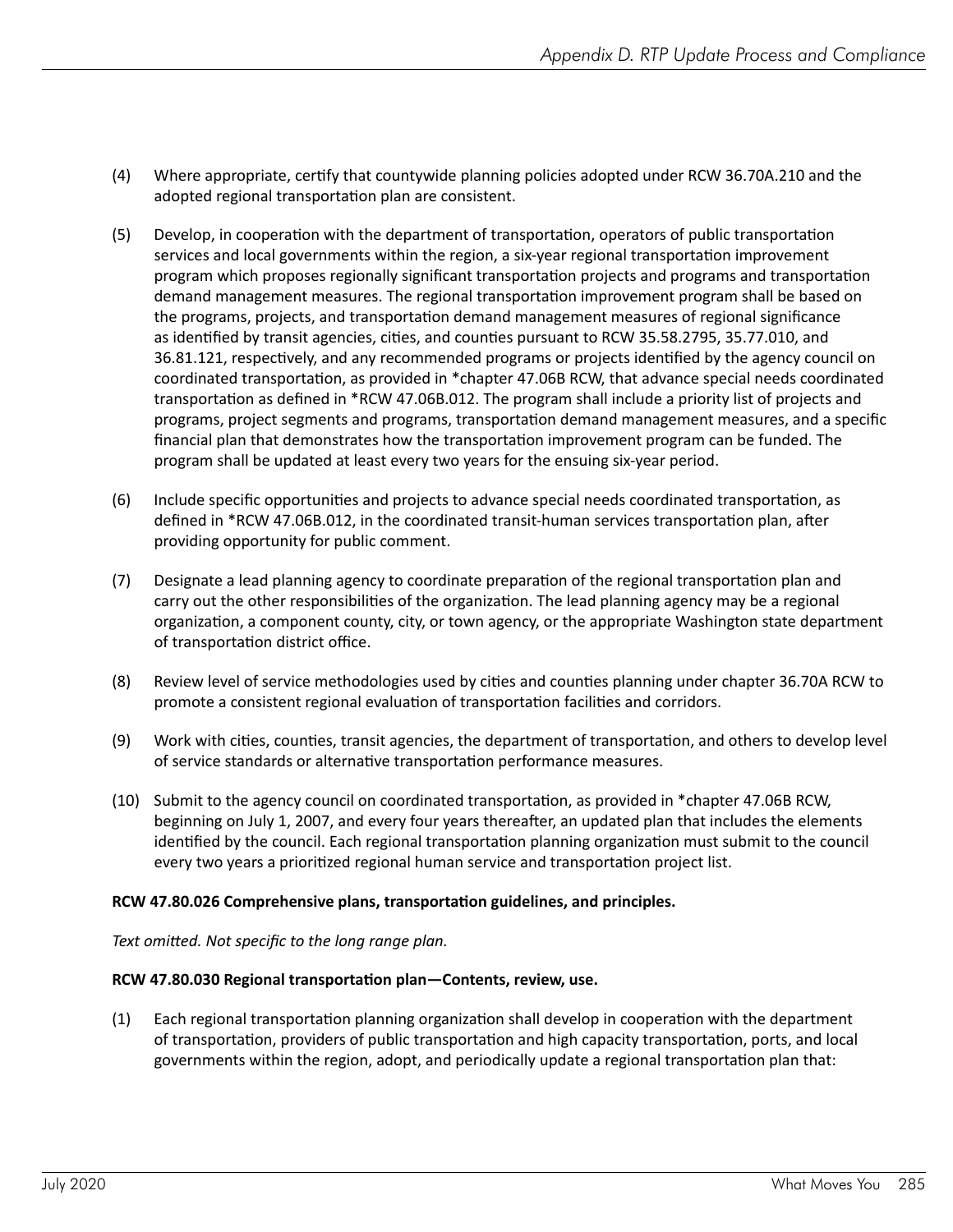(4) Where appropriate, certify that countywide planning policies adopted under RCW 36.70A.210 and the adopted regional transportation plan are consistent.

(5) Develop, in cooperation with the department of transportation, operators of public transportation services and local governments within the region, a six-year regional transportation improvement program which proposes regionally significant transportation projects and programs and transportation demand management measures. The regional transportation improvement program shall be based on the programs, projects, and transportation demand management measures of regional significance as identified by transit agencies, cities, and counties pursuant to RCW 35.58.2795, 35.77.010, and 36.81.121, respectively, and any recommended programs or projects identified by the agency council on coordinated transportation, as provided in *chapter 47.06B RCW, that advance special needs coordinated transportation as defined in *RCW 47.06B.012. The program shall include a priority list of projects and programs, project segments and programs, transportation demand management measures, and a specific financial plan that demonstrates how the transportation improvement program can be funded. The program shall be updated at least every two years for the ensuing six-year period.

(6) Include specific opportunities and projects to advance special needs coordinated transportation, as defined in *RCW 47.06B.012, in the coordinated transit-human services transportation plan, after providing opportunity for public comment.

(7) Designate a lead planning agency to coordinate preparation of the regional transportation plan and carry out the other responsibilities of the organization. The lead planning agency may be a regional organization, a component county, city, or town agency, or the appropriate Washington state department of transportation district office.

(8) Review level of service methodologies used by cities and counties planning under chapter 36.70A RCW to promote a consistent regional evaluation of transportation facilities and corridors.

(9) Work with cities, counties, transit agencies, the department of transportation, and others to develop level of service standards or alternative transportation performance measures.

(10) Submit to the agency council on coordinated transportation, as provided in *chapter 47.06B RCW, beginning on July 1, 2007, and every four years thereafter, an updated plan that includes the elements identified by the council. Each regional transportation planning organization must submit to the council every two years a prioritized regional human service and transportation project list.

**RCW 47.80.026 Comprehensive plans, transportation guidelines, and principles.**

*Text omitted. Not specific to the long range plan.*

**RCW 47.80.030 Regional transportation plan—Contents, review, use.**

(1) Each regional transportation planning organization shall develop in cooperation with the department of transportation, providers of public transportation and high capacity transportation, ports, and local governments within the region, adopt, and periodically update a regional transportation plan that: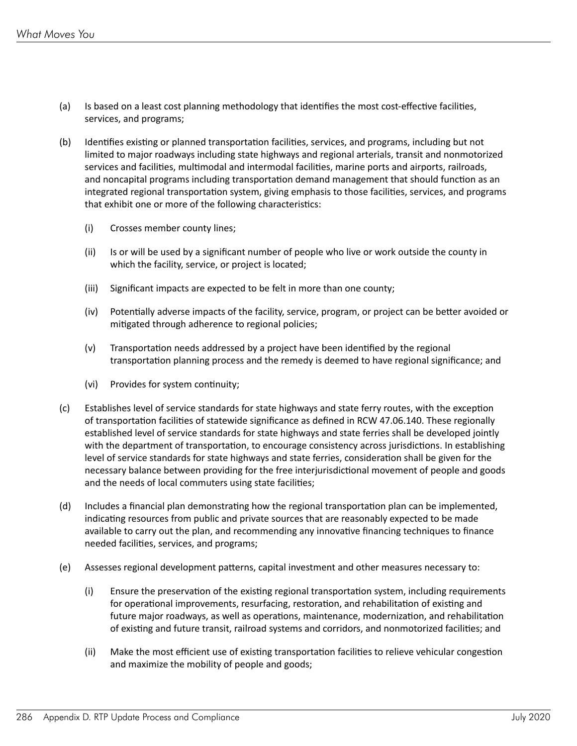(a) Is based on a least cost planning methodology that identifies the most cost-effective facilities, services, and programs;

(b) Identifies existing or planned transportation facilities, services, and programs, including but not limited to major roadways including state highways and regional arterials, transit and nonmotorized services and facilities, multimodal and intermodal facilities, marine ports and airports, railroads, and noncapital programs including transportation demand management that should function as an integrated regional transportation system, giving emphasis to those facilities, services, and programs that exhibit one or more of the following characteristics:

 (i) Crosses member county lines;

 (ii) Is or will be used by a significant number of people who live or work outside the county in which the facility, service, or project is located;

 (iii) Significant impacts are expected to be felt in more than one county;

 (iv) Potentially adverse impacts of the facility, service, program, or project can be better avoided or mitigated through adherence to regional policies;

 (v) Transportation needs addressed by a project have been identified by the regional transportation planning process and the remedy is deemed to have regional significance; and

 (vi) Provides for system continuity;

(c) Establishes level of service standards for state highways and state ferry routes, with the exception of transportation facilities of statewide significance as defined in RCW 47.06.140. These regionally established level of service standards for state highways and state ferries shall be developed jointly with the department of transportation, to encourage consistency across jurisdictions. In establishing level of service standards for state highways and state ferries, consideration shall be given for the necessary balance between providing for the free interjurisdictional movement of people and goods and the needs of local commuters using state facilities;

(d) Includes a financial plan demonstrating how the regional transportation plan can be implemented, indicating resources from public and private sources that are reasonably expected to be made available to carry out the plan, and recommending any innovative financing techniques to finance needed facilities, services, and programs;

(e) Assesses regional development patterns, capital investment and other measures necessary to:

 (i) Ensure the preservation of the existing regional transportation system, including requirements for operational improvements, resurfacing, restoration, and rehabilitation of existing and future major roadways, as well as operations, maintenance, modernization, and rehabilitation of existing and future transit, railroad systems and corridors, and nonmotorized facilities; and

 (ii) Make the most efficient use of existing transportation facilities to relieve vehicular congestion and maximize the mobility of people and goods;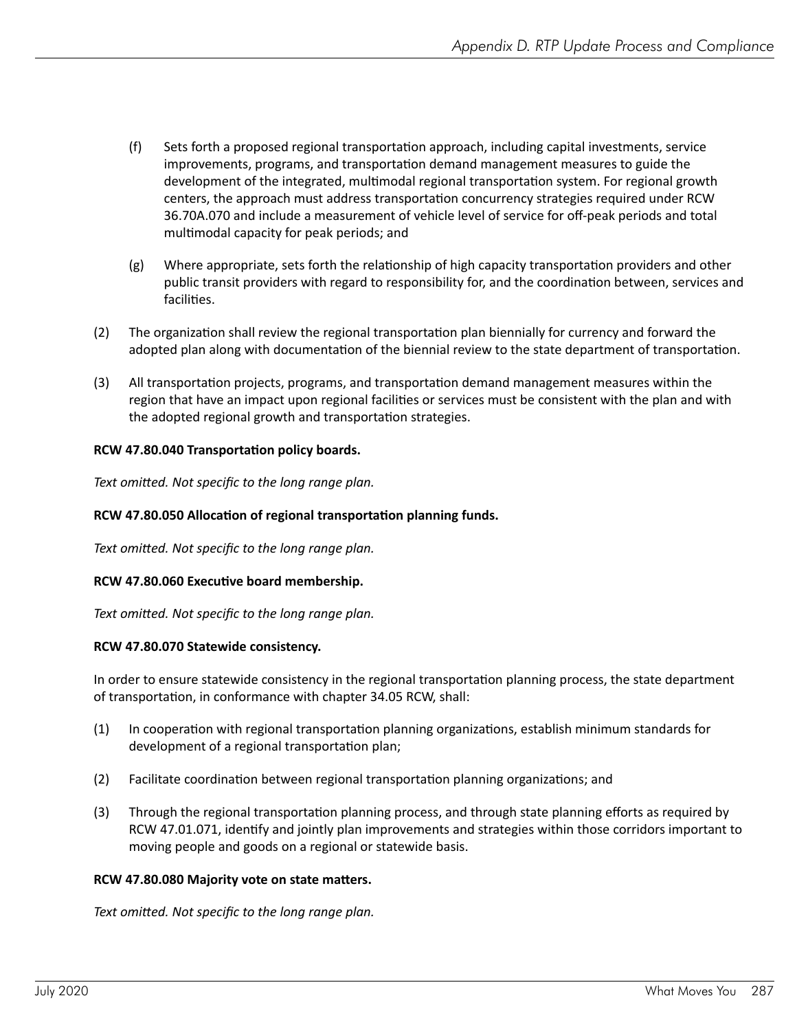(f) Sets forth a proposed regional transportation approach, including capital investments, service improvements, programs, and transportation demand management measures to guide the development of the integrated, multimodal regional transportation system. For regional growth centers, the approach must address transportation concurrency strategies required under RCW 36.70A.070 and include a measurement of vehicle level of service for off-peak periods and total multimodal capacity for peak periods; and

(g) Where appropriate, sets forth the relationship of high capacity transportation providers and other public transit providers with regard to responsibility for, and the coordination between, services and facilities.

(2) The organization shall review the regional transportation plan biennially for currency and forward the adopted plan along with documentation of the biennial review to the state department of transportation.

(3) All transportation projects, programs, and transportation demand management measures within the region that have an impact upon regional facilities or services must be consistent with the plan and with the adopted regional growth and transportation strategies.

**RCW 47.80.040 Transportation policy boards.**

*Text omitted. Not specific to the long range plan.*

**RCW 47.80.050 Allocation of regional transportation planning funds.**

*Text omitted. Not specific to the long range plan.*

**RCW 47.80.060 Executive board membership.**

*Text omitted. Not specific to the long range plan.*

**RCW 47.80.070 Statewide consistency.**

In order to ensure statewide consistency in the regional transportation planning process, the state department of transportation, in conformance with chapter 34.05 RCW, shall:

(1) In cooperation with regional transportation planning organizations, establish minimum standards for development of a regional transportation plan;

(2) Facilitate coordination between regional transportation planning organizations; and

(3) Through the regional transportation planning process, and through state planning efforts as required by RCW 47.01.071, identify and jointly plan improvements and strategies within those corridors important to moving people and goods on a regional or statewide basis.

**RCW 47.80.080 Majority vote on state matters.**

*Text omitted. Not specific to the long range plan.*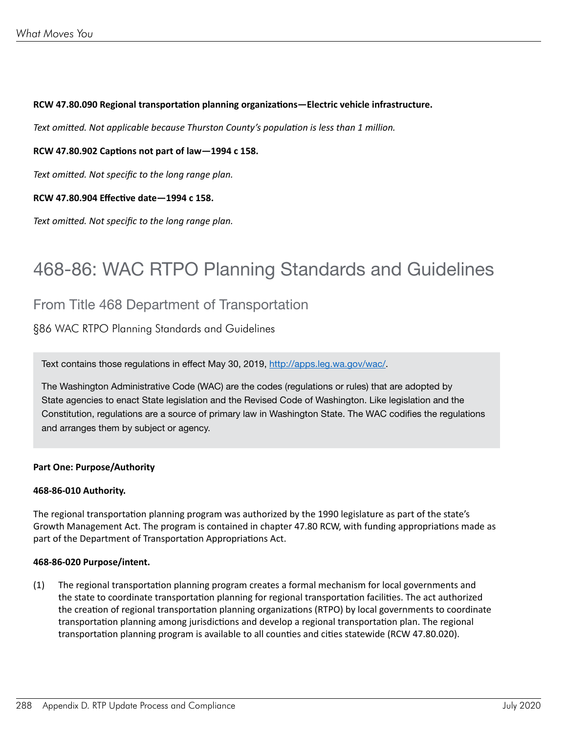**RCW 47.80.090 Regional transportation planning organizations—Electric vehicle infrastructure.**

*Text omitted. Not applicable because Thurston County's population is less than 1 million.*

**RCW 47.80.902 Captions not part of law—1994 c 158.**

*Text omitted. Not specific to the long range plan.*

**RCW 47.80.904 Effective date—1994 c 158.**

*Text omitted. Not specific to the long range plan.*

# 468-86: WAC RTPO Planning Standards and Guidelines

## From Title 468 Department of Transportation

### §86 WAC RTPO Planning Standards and Guidelines

Text contains those regulations in effect May 30, 2019, http://apps.leg.wa.gov/wac/.

The Washington Administrative Code (WAC) are the codes (regulations or rules) that are adopted by State agencies to enact State legislation and the Revised Code of Washington. Like legislation and the Constitution, regulations are a source of primary law in Washington State. The WAC codifies the regulations and arranges them by subject or agency.

**Part One: Purpose/Authority**

**468-86-010 Authority.**

The regional transportation planning program was authorized by the 1990 legislature as part of the state's Growth Management Act. The program is contained in chapter 47.80 RCW, with funding appropriations made as part of the Department of Transportation Appropriations Act.

**468-86-020 Purpose/intent.**

(1) The regional transportation planning program creates a formal mechanism for local governments and the state to coordinate transportation planning for regional transportation facilities. The act authorized the creation of regional transportation planning organizations (RTPO) by local governments to coordinate transportation planning among jurisdictions and develop a regional transportation plan. The regional transportation planning program is available to all counties and cities statewide (RCW 47.80.020).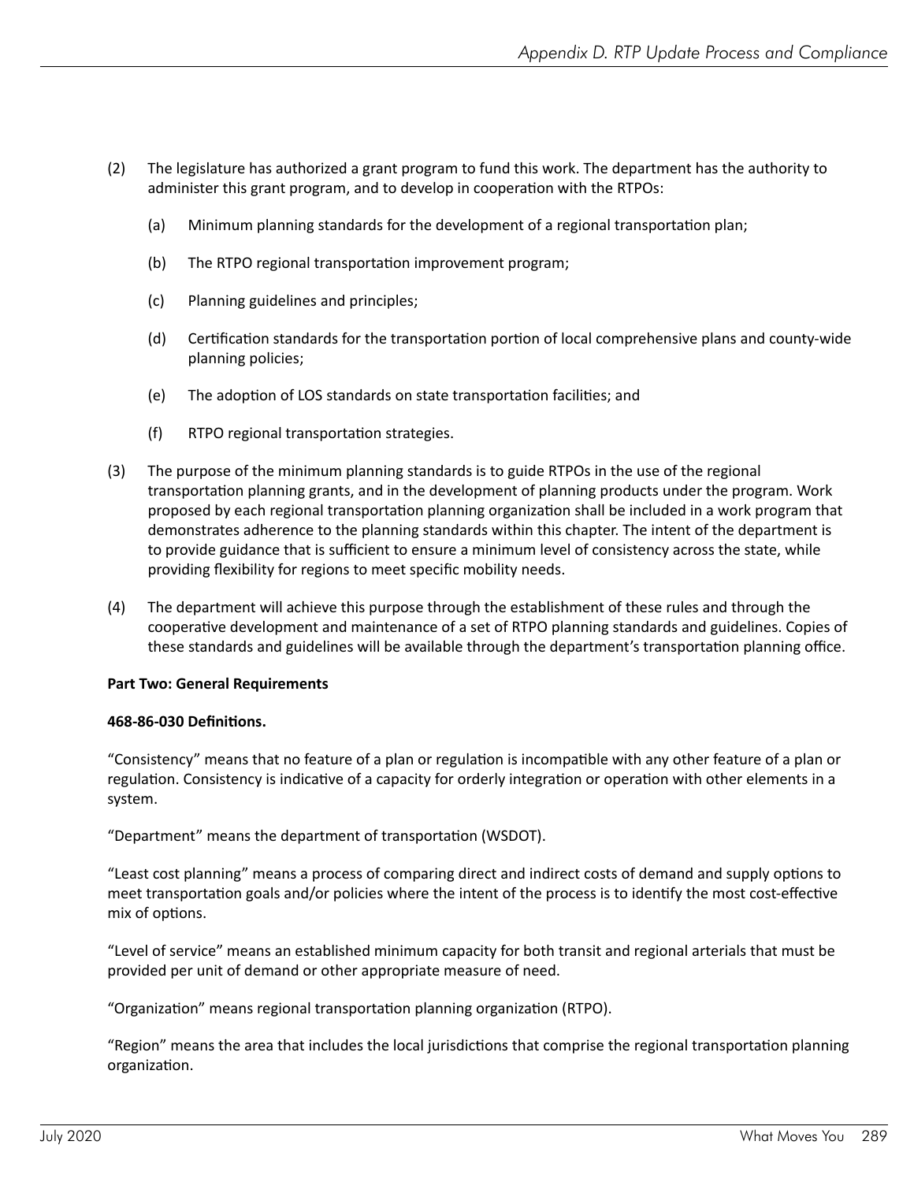(2) The legislature has authorized a grant program to fund this work. The department has the authority to administer this grant program, and to develop in cooperation with the RTPOs:

  (a) Minimum planning standards for the development of a regional transportation plan;

  (b) The RTPO regional transportation improvement program;

  (c) Planning guidelines and principles;

  (d) Certification standards for the transportation portion of local comprehensive plans and county-wide planning policies;

  (e) The adoption of LOS standards on state transportation facilities; and

  (f) RTPO regional transportation strategies.

(3) The purpose of the minimum planning standards is to guide RTPOs in the use of the regional transportation planning grants, and in the development of planning products under the program. Work proposed by each regional transportation planning organization shall be included in a work program that demonstrates adherence to the planning standards within this chapter. The intent of the department is to provide guidance that is sufficient to ensure a minimum level of consistency across the state, while providing flexibility for regions to meet specific mobility needs.

(4) The department will achieve this purpose through the establishment of these rules and through the cooperative development and maintenance of a set of RTPO planning standards and guidelines. Copies of these standards and guidelines will be available through the department's transportation planning office.

**Part Two: General Requirements**

**468-86-030 Definitions.**

"Consistency" means that no feature of a plan or regulation is incompatible with any other feature of a plan or regulation. Consistency is indicative of a capacity for orderly integration or operation with other elements in a system.

"Department" means the department of transportation (WSDOT).

"Least cost planning" means a process of comparing direct and indirect costs of demand and supply options to meet transportation goals and/or policies where the intent of the process is to identify the most cost-effective mix of options.

"Level of service" means an established minimum capacity for both transit and regional arterials that must be provided per unit of demand or other appropriate measure of need.

"Organization" means regional transportation planning organization (RTPO).

"Region" means the area that includes the local jurisdictions that comprise the regional transportation planning organization.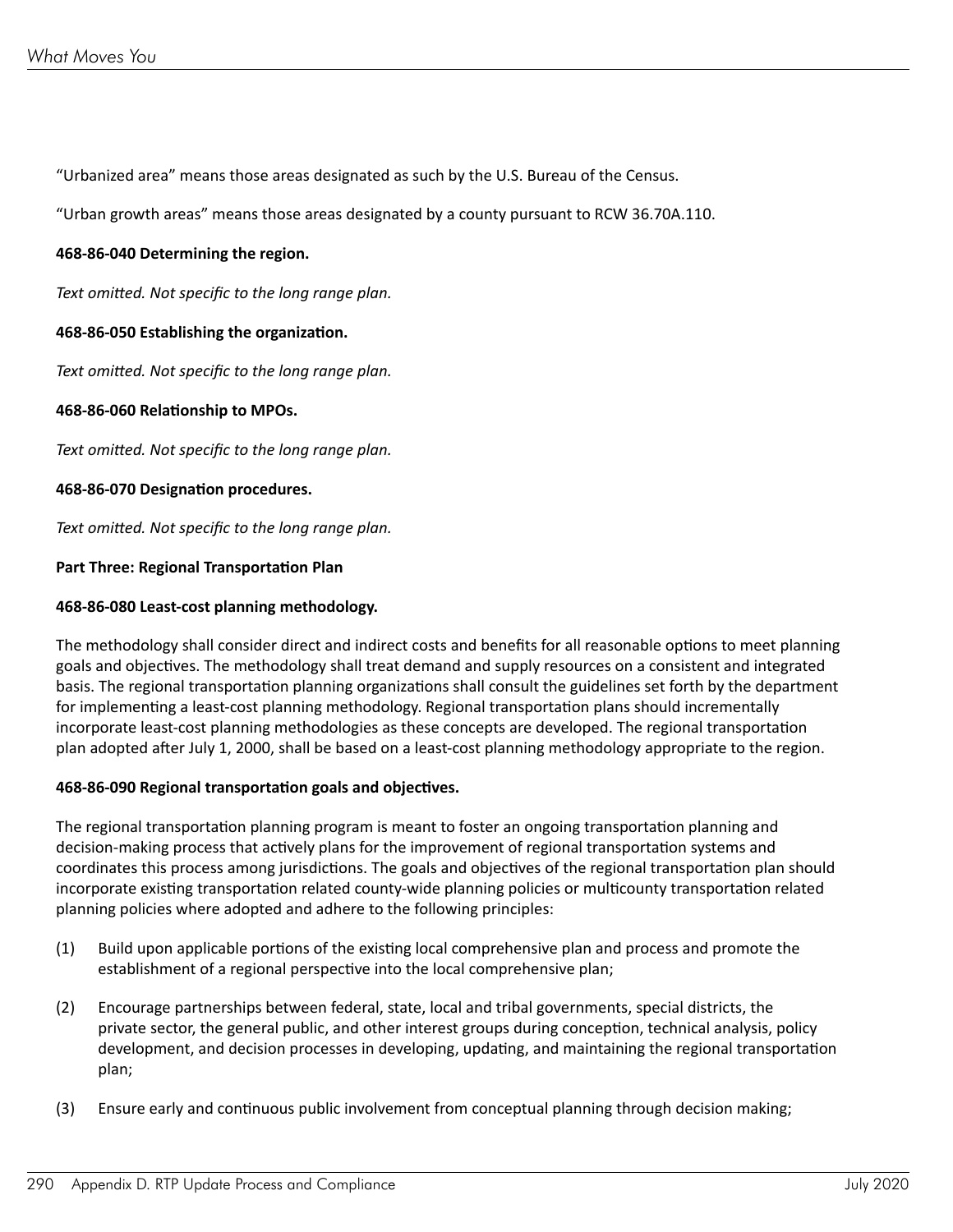"Urbanized area" means those areas designated as such by the U.S. Bureau of the Census.

"Urban growth areas" means those areas designated by a county pursuant to RCW 36.70A.110.

**468-86-040 Determining the region.**

*Text omitted. Not specific to the long range plan.*

**468-86-050 Establishing the organization.**

*Text omitted. Not specific to the long range plan.*

**468-86-060 Relationship to MPOs.**

*Text omitted. Not specific to the long range plan.*

**468-86-070 Designation procedures.**

*Text omitted. Not specific to the long range plan.*

**Part Three: Regional Transportation Plan**

**468-86-080 Least-cost planning methodology.**

The methodology shall consider direct and indirect costs and benefits for all reasonable options to meet planning goals and objectives. The methodology shall treat demand and supply resources on a consistent and integrated basis. The regional transportation planning organizations shall consult the guidelines set forth by the department for implementing a least-cost planning methodology. Regional transportation plans should incrementally incorporate least-cost planning methodologies as these concepts are developed. The regional transportation plan adopted after July 1, 2000, shall be based on a least-cost planning methodology appropriate to the region.

**468-86-090 Regional transportation goals and objectives.**

The regional transportation planning program is meant to foster an ongoing transportation planning and decision-making process that actively plans for the improvement of regional transportation systems and coordinates this process among jurisdictions. The goals and objectives of the regional transportation plan should incorporate existing transportation related county-wide planning policies or multicounty transportation related planning policies where adopted and adhere to the following principles:

(1) Build upon applicable portions of the existing local comprehensive plan and process and promote the establishment of a regional perspective into the local comprehensive plan;

(2) Encourage partnerships between federal, state, local and tribal governments, special districts, the private sector, the general public, and other interest groups during conception, technical analysis, policy development, and decision processes in developing, updating, and maintaining the regional transportation plan;

(3) Ensure early and continuous public involvement from conceptual planning through decision making;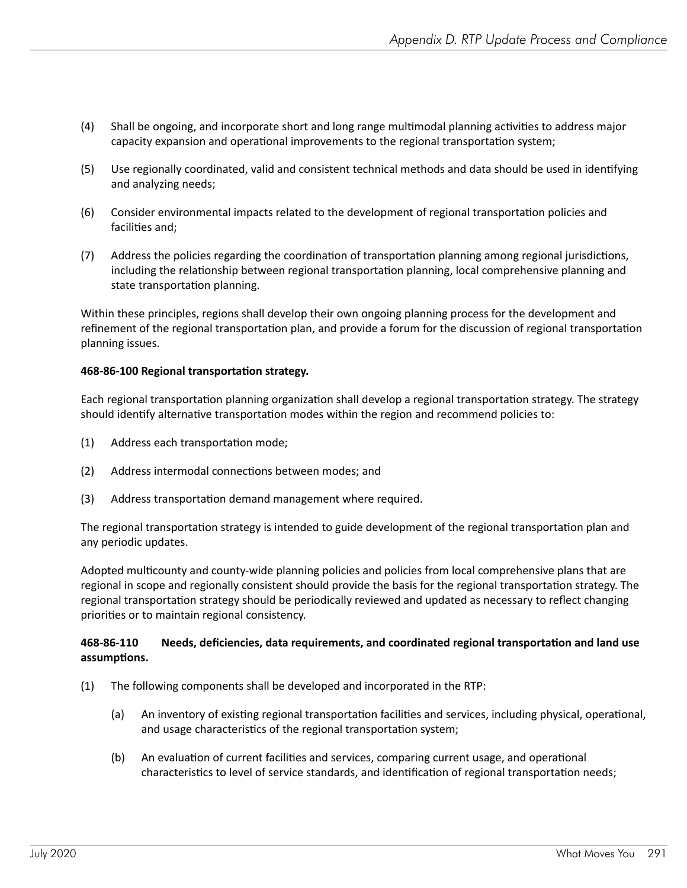(4) Shall be ongoing, and incorporate short and long range multimodal planning activities to address major capacity expansion and operational improvements to the regional transportation system;

(5) Use regionally coordinated, valid and consistent technical methods and data should be used in identifying and analyzing needs;

(6) Consider environmental impacts related to the development of regional transportation policies and facilities and;

(7) Address the policies regarding the coordination of transportation planning among regional jurisdictions, including the relationship between regional transportation planning, local comprehensive planning and state transportation planning.

Within these principles, regions shall develop their own ongoing planning process for the development and refinement of the regional transportation plan, and provide a forum for the discussion of regional transportation planning issues.

**468-86-100 Regional transportation strategy.**

Each regional transportation planning organization shall develop a regional transportation strategy. The strategy should identify alternative transportation modes within the region and recommend policies to:

(1) Address each transportation mode;

(2) Address intermodal connections between modes; and

(3) Address transportation demand management where required.

The regional transportation strategy is intended to guide development of the regional transportation plan and any periodic updates.

Adopted multicounty and county-wide planning policies and policies from local comprehensive plans that are regional in scope and regionally consistent should provide the basis for the regional transportation strategy. The regional transportation strategy should be periodically reviewed and updated as necessary to reflect changing priorities or to maintain regional consistency.

**468-86-110 Needs, deficiencies, data requirements, and coordinated regional transportation and land use assumptions.**

(1) The following components shall be developed and incorporated in the RTP:

(a) An inventory of existing regional transportation facilities and services, including physical, operational, and usage characteristics of the regional transportation system;

(b) An evaluation of current facilities and services, comparing current usage, and operational characteristics to level of service standards, and identification of regional transportation needs;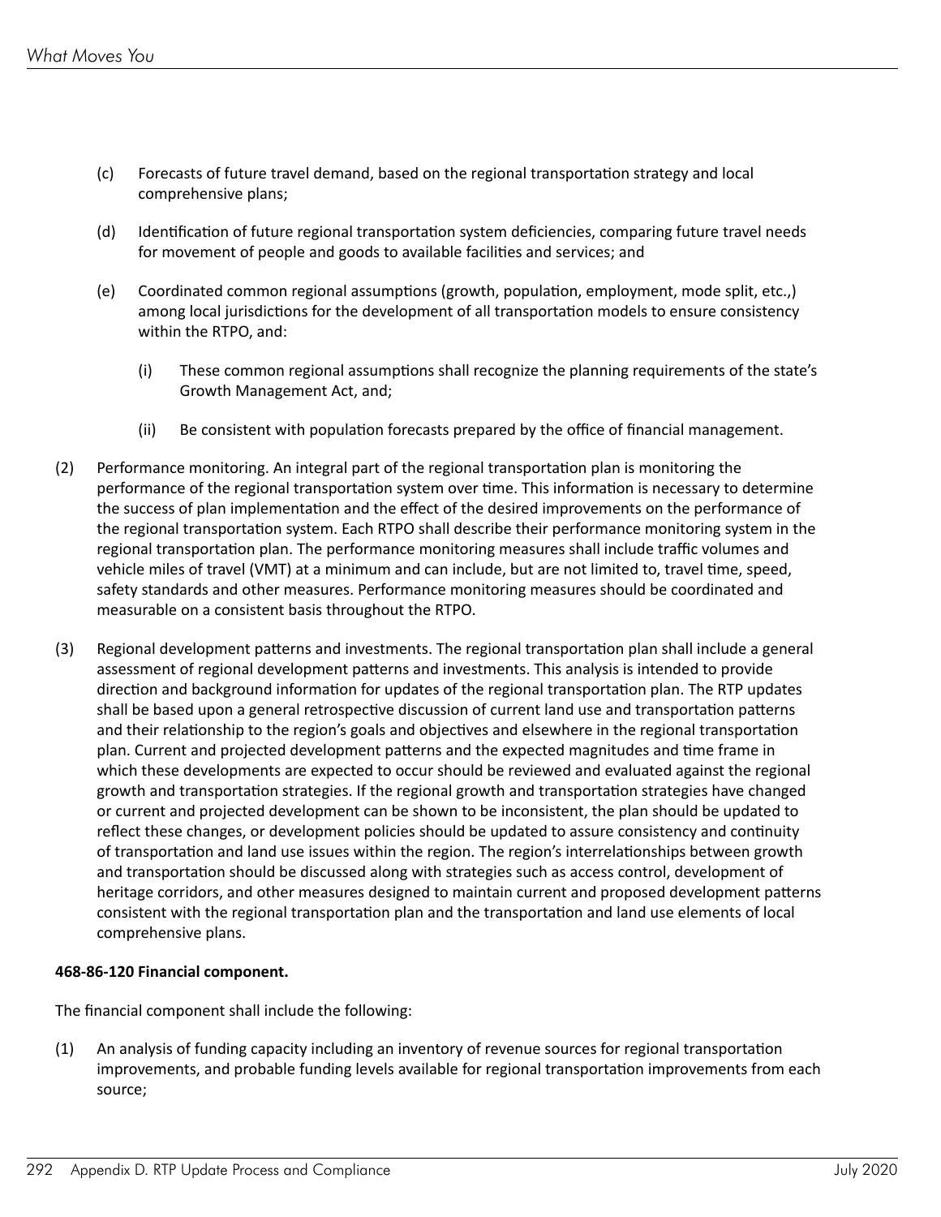(c) Forecasts of future travel demand, based on the regional transportation strategy and local comprehensive plans;

(d) Identification of future regional transportation system deficiencies, comparing future travel needs for movement of people and goods to available facilities and services; and

(e) Coordinated common regional assumptions (growth, population, employment, mode split, etc.,) among local jurisdictions for the development of all transportation models to ensure consistency within the RTPO, and:

(i) These common regional assumptions shall recognize the planning requirements of the state's Growth Management Act, and;

(ii) Be consistent with population forecasts prepared by the office of financial management.

(2) Performance monitoring. An integral part of the regional transportation plan is monitoring the performance of the regional transportation system over time. This information is necessary to determine the success of plan implementation and the effect of the desired improvements on the performance of the regional transportation system. Each RTPO shall describe their performance monitoring system in the regional transportation plan. The performance monitoring measures shall include traffic volumes and vehicle miles of travel (VMT) at a minimum and can include, but are not limited to, travel time, speed, safety standards and other measures. Performance monitoring measures should be coordinated and measurable on a consistent basis throughout the RTPO.

(3) Regional development patterns and investments. The regional transportation plan shall include a general assessment of regional development patterns and investments. This analysis is intended to provide direction and background information for updates of the regional transportation plan. The RTP updates shall be based upon a general retrospective discussion of current land use and transportation patterns and their relationship to the region's goals and objectives and elsewhere in the regional transportation plan. Current and projected development patterns and the expected magnitudes and time frame in which these developments are expected to occur should be reviewed and evaluated against the regional growth and transportation strategies. If the regional growth and transportation strategies have changed or current and projected development can be shown to be inconsistent, the plan should be updated to reflect these changes, or development policies should be updated to assure consistency and continuity of transportation and land use issues within the region. The region's interrelationships between growth and transportation should be discussed along with strategies such as access control, development of heritage corridors, and other measures designed to maintain current and proposed development patterns consistent with the regional transportation plan and the transportation and land use elements of local comprehensive plans.

**468-86-120 Financial component.**

The financial component shall include the following:

(1) An analysis of funding capacity including an inventory of revenue sources for regional transportation improvements, and probable funding levels available for regional transportation improvements from each source;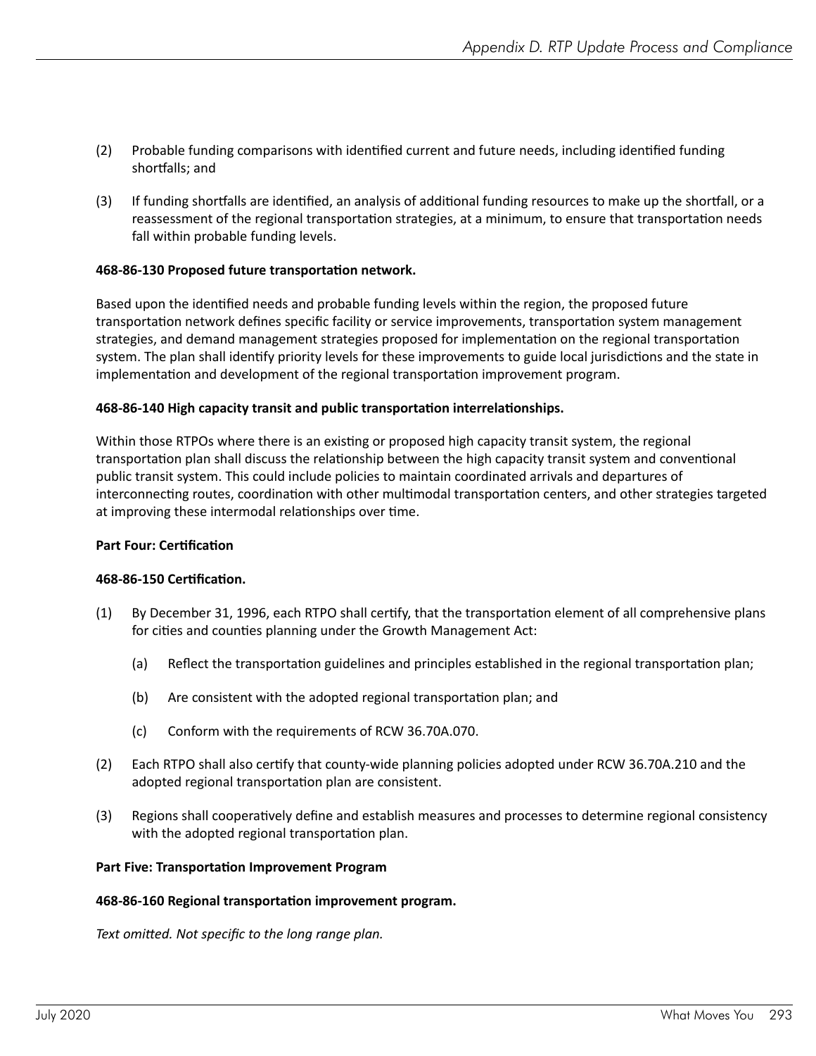(2) Probable funding comparisons with identified current and future needs, including identified funding shortfalls; and

(3) If funding shortfalls are identified, an analysis of additional funding resources to make up the shortfall, or a reassessment of the regional transportation strategies, at a minimum, to ensure that transportation needs fall within probable funding levels.

**468-86-130 Proposed future transportation network.**

Based upon the identified needs and probable funding levels within the region, the proposed future transportation network defines specific facility or service improvements, transportation system management strategies, and demand management strategies proposed for implementation on the regional transportation system. The plan shall identify priority levels for these improvements to guide local jurisdictions and the state in implementation and development of the regional transportation improvement program.

**468-86-140 High capacity transit and public transportation interrelationships.**

Within those RTPOs where there is an existing or proposed high capacity transit system, the regional transportation plan shall discuss the relationship between the high capacity transit system and conventional public transit system. This could include policies to maintain coordinated arrivals and departures of interconnecting routes, coordination with other multimodal transportation centers, and other strategies targeted at improving these intermodal relationships over time.

**Part Four: Certification**

**468-86-150 Certification.**

(1) By December 31, 1996, each RTPO shall certify, that the transportation element of all comprehensive plans for cities and counties planning under the Growth Management Act:

   (a) Reflect the transportation guidelines and principles established in the regional transportation plan;

   (b) Are consistent with the adopted regional transportation plan; and

   (c) Conform with the requirements of RCW 36.70A.070.

(2) Each RTPO shall also certify that county-wide planning policies adopted under RCW 36.70A.210 and the adopted regional transportation plan are consistent.

(3) Regions shall cooperatively define and establish measures and processes to determine regional consistency with the adopted regional transportation plan.

**Part Five: Transportation Improvement Program**

**468-86-160 Regional transportation improvement program.**

*Text omitted. Not specific to the long range plan.*